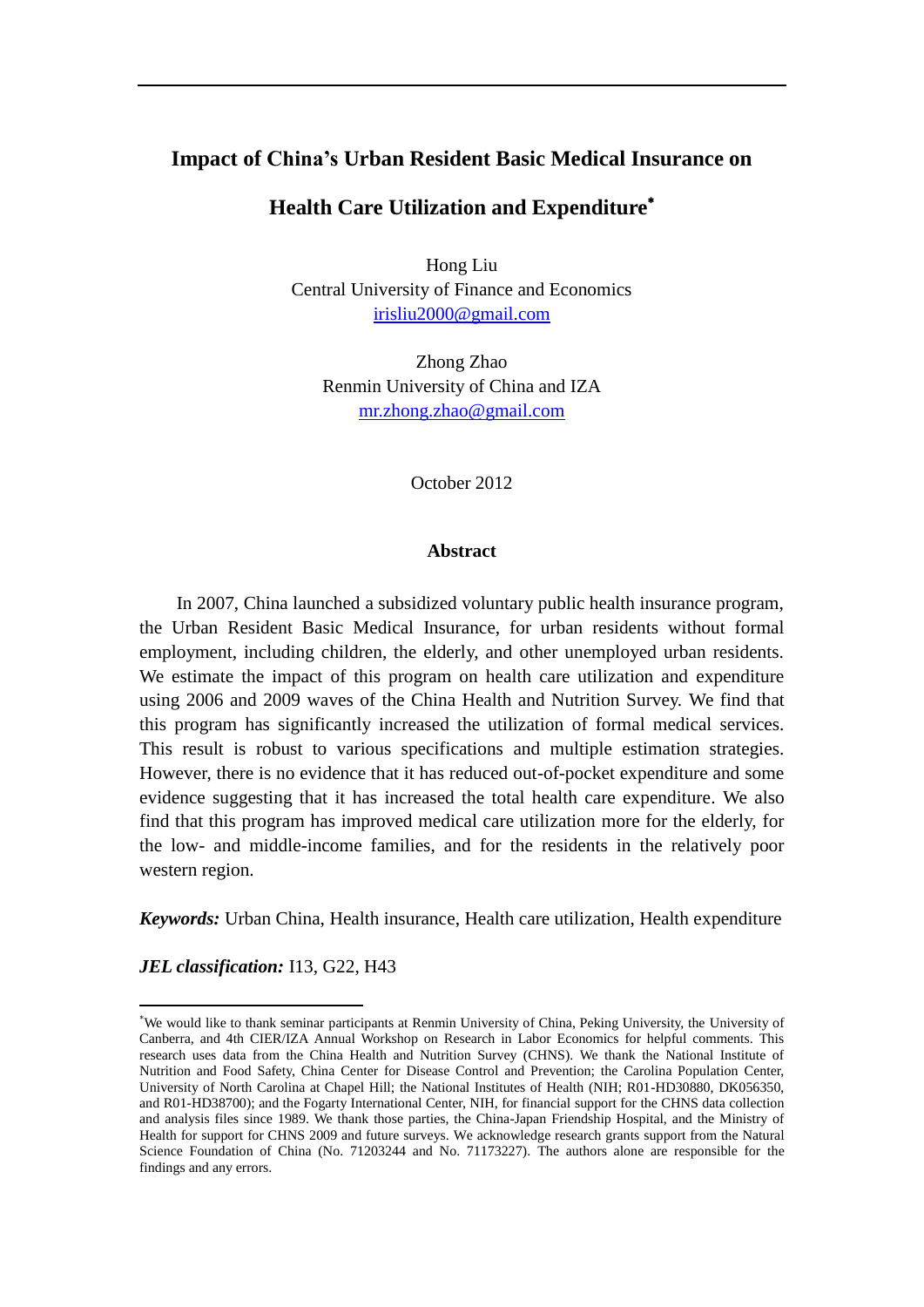# Impact of China's Urban Resident Basic Medical Insurance on Health Care Utilization and Expenditure[*]

Hong Liu
Central University of Finance and Economics
irisliu2000@gmail.com

Zhong Zhao
Renmin University of China and IZA
mr.zhong.zhao@gmail.com

October 2012

## Abstract

In 2007, China launched a subsidized voluntary public health insurance program, the Urban Resident Basic Medical Insurance, for urban residents without formal employment, including children, the elderly, and other unemployed urban residents. We estimate the impact of this program on health care utilization and expenditure using 2006 and 2009 waves of the China Health and Nutrition Survey. We find that this program has significantly increased the utilization of formal medical services. This result is robust to various specifications and multiple estimation strategies. However, there is no evidence that it has reduced out-of-pocket expenditure and some evidence suggesting that it has increased the total health care expenditure. We also find that this program has improved medical care utilization more for the elderly, for the low- and middle-income families, and for the residents in the relatively poor western region.

***Keywords:*** Urban China, Health insurance, Health care utilization, Health expenditure

***JEL classification:*** I13, G22, H43

---

[*] We would like to thank seminar participants at Renmin University of China, Peking University, the University of Canberra, and 4th CIER/IZA Annual Workshop on Research in Labor Economics for helpful comments. This research uses data from the China Health and Nutrition Survey (CHNS). We thank the National Institute of Nutrition and Food Safety, China Center for Disease Control and Prevention; the Carolina Population Center, University of North Carolina at Chapel Hill; the National Institutes of Health (NIH; R01-HD30880, DK056350, and R01-HD38700); and the Fogarty International Center, NIH, for financial support for the CHNS data collection and analysis files since 1989. We thank those parties, the China-Japan Friendship Hospital, and the Ministry of Health for support for CHNS 2009 and future surveys. We acknowledge research grants support from the Natural Science Foundation of China (No. 71203244 and No. 71173227). The authors alone are responsible for the findings and any errors.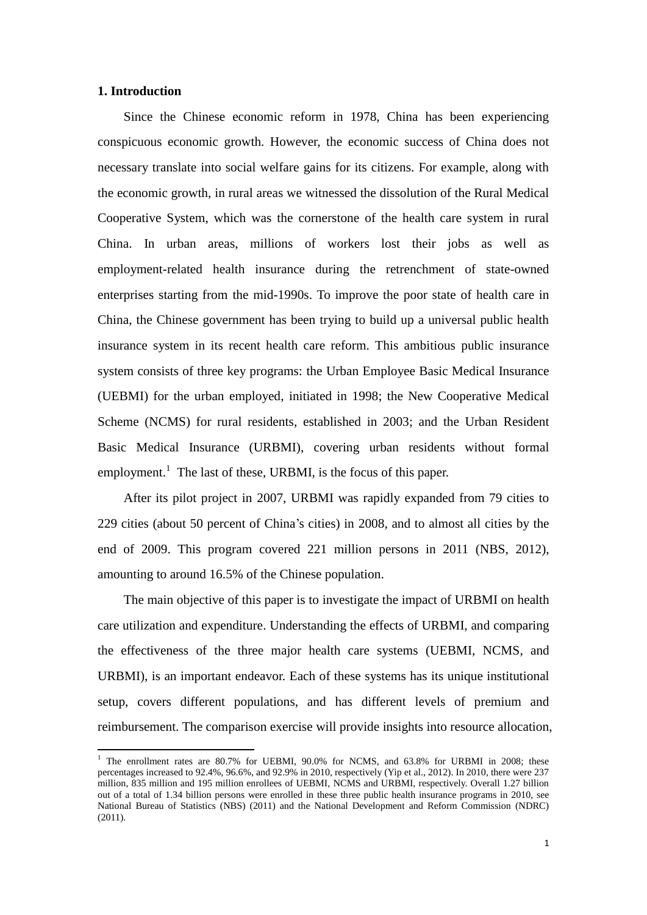## 1. Introduction

Since the Chinese economic reform in 1978, China has been experiencing conspicuous economic growth. However, the economic success of China does not necessary translate into social welfare gains for its citizens. For example, along with the economic growth, in rural areas we witnessed the dissolution of the Rural Medical Cooperative System, which was the cornerstone of the health care system in rural China. In urban areas, millions of workers lost their jobs as well as employment-related health insurance during the retrenchment of state-owned enterprises starting from the mid-1990s. To improve the poor state of health care in China, the Chinese government has been trying to build up a universal public health insurance system in its recent health care reform. This ambitious public insurance system consists of three key programs: the Urban Employee Basic Medical Insurance (UEBMI) for the urban employed, initiated in 1998; the New Cooperative Medical Scheme (NCMS) for rural residents, established in 2003; and the Urban Resident Basic Medical Insurance (URBMI), covering urban residents without formal employment.[1] The last of these, URBMI, is the focus of this paper.

After its pilot project in 2007, URBMI was rapidly expanded from 79 cities to 229 cities (about 50 percent of China's cities) in 2008, and to almost all cities by the end of 2009. This program covered 221 million persons in 2011 (NBS, 2012), amounting to around 16.5% of the Chinese population.

The main objective of this paper is to investigate the impact of URBMI on health care utilization and expenditure. Understanding the effects of URBMI, and comparing the effectiveness of the three major health care systems (UEBMI, NCMS, and URBMI), is an important endeavor. Each of these systems has its unique institutional setup, covers different populations, and has different levels of premium and reimbursement. The comparison exercise will provide insights into resource allocation,

[1] The enrollment rates are 80.7% for UEBMI, 90.0% for NCMS, and 63.8% for URBMI in 2008; these percentages increased to 92.4%, 96.6%, and 92.9% in 2010, respectively (Yip et al., 2012). In 2010, there were 237 million, 835 million and 195 million enrollees of UEBMI, NCMS and URBMI, respectively. Overall 1.27 billion out of a total of 1.34 billion persons were enrolled in these three public health insurance programs in 2010, see National Bureau of Statistics (NBS) (2011) and the National Development and Reform Commission (NDRC) (2011).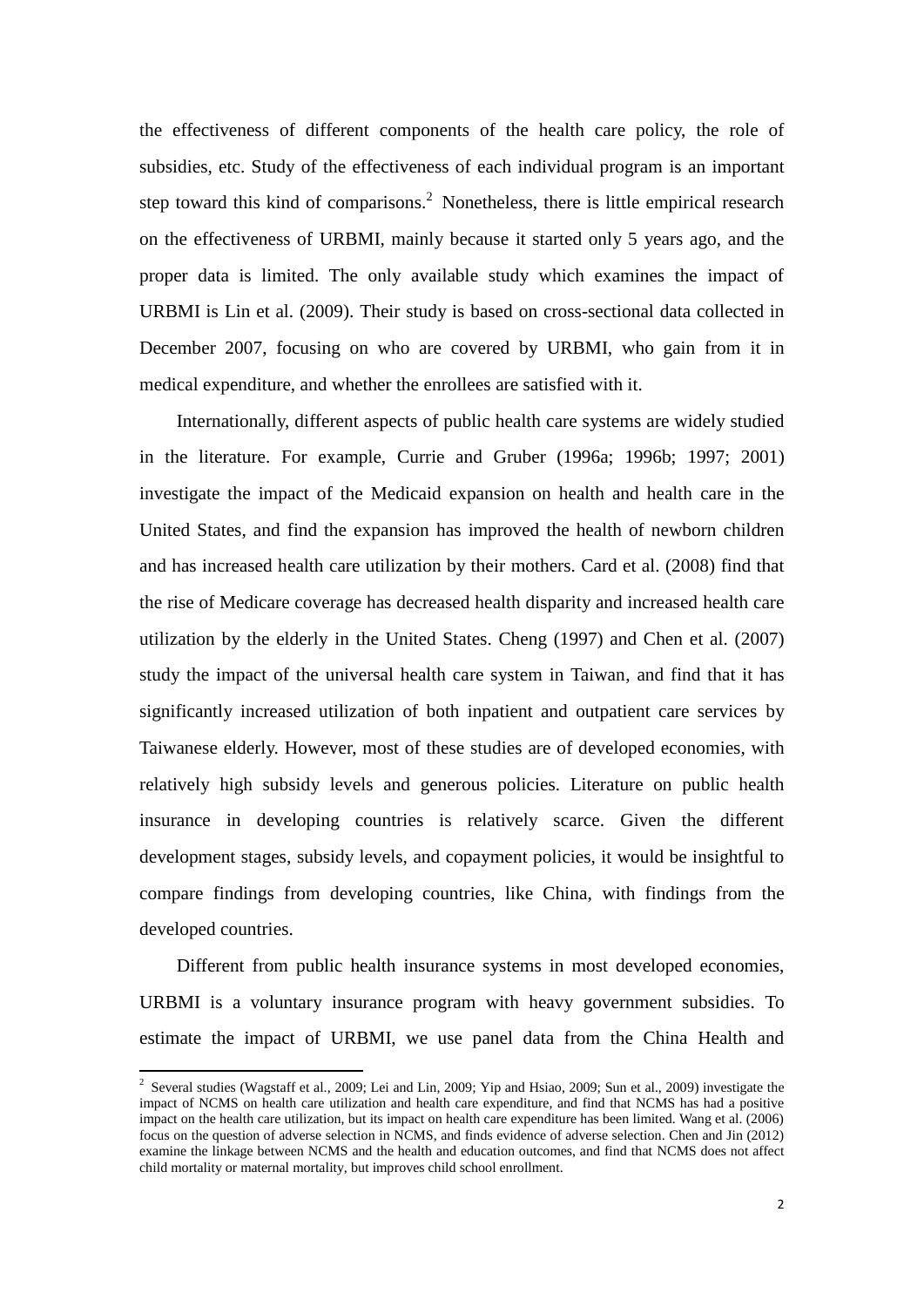the effectiveness of different components of the health care policy, the role of subsidies, etc. Study of the effectiveness of each individual program is an important step toward this kind of comparisons.[2] Nonetheless, there is little empirical research on the effectiveness of URBMI, mainly because it started only 5 years ago, and the proper data is limited. The only available study which examines the impact of URBMI is Lin et al. (2009). Their study is based on cross-sectional data collected in December 2007, focusing on who are covered by URBMI, who gain from it in medical expenditure, and whether the enrollees are satisfied with it.

Internationally, different aspects of public health care systems are widely studied in the literature. For example, Currie and Gruber (1996a; 1996b; 1997; 2001) investigate the impact of the Medicaid expansion on health and health care in the United States, and find the expansion has improved the health of newborn children and has increased health care utilization by their mothers. Card et al. (2008) find that the rise of Medicare coverage has decreased health disparity and increased health care utilization by the elderly in the United States. Cheng (1997) and Chen et al. (2007) study the impact of the universal health care system in Taiwan, and find that it has significantly increased utilization of both inpatient and outpatient care services by Taiwanese elderly. However, most of these studies are of developed economies, with relatively high subsidy levels and generous policies. Literature on public health insurance in developing countries is relatively scarce. Given the different development stages, subsidy levels, and copayment policies, it would be insightful to compare findings from developing countries, like China, with findings from the developed countries.

Different from public health insurance systems in most developed economies, URBMI is a voluntary insurance program with heavy government subsidies. To estimate the impact of URBMI, we use panel data from the China Health and

---

[2] Several studies (Wagstaff et al., 2009; Lei and Lin, 2009; Yip and Hsiao, 2009; Sun et al., 2009) investigate the impact of NCMS on health care utilization and health care expenditure, and find that NCMS has had a positive impact on the health care utilization, but its impact on health care expenditure has been limited. Wang et al. (2006) focus on the question of adverse selection in NCMS, and finds evidence of adverse selection. Chen and Jin (2012) examine the linkage between NCMS and the health and education outcomes, and find that NCMS does not affect child mortality or maternal mortality, but improves child school enrollment.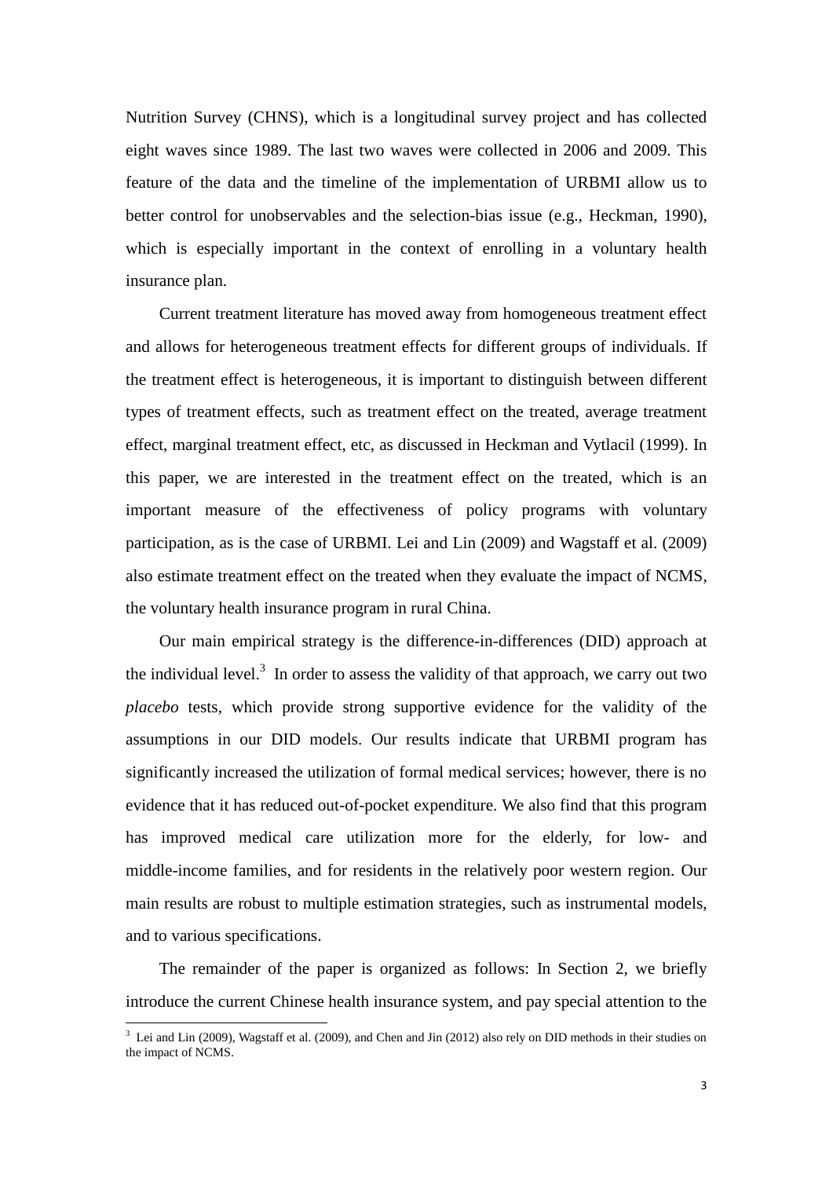Nutrition Survey (CHNS), which is a longitudinal survey project and has collected eight waves since 1989. The last two waves were collected in 2006 and 2009. This feature of the data and the timeline of the implementation of URBMI allow us to better control for unobservables and the selection-bias issue (e.g., Heckman, 1990), which is especially important in the context of enrolling in a voluntary health insurance plan.

Current treatment literature has moved away from homogeneous treatment effect and allows for heterogeneous treatment effects for different groups of individuals. If the treatment effect is heterogeneous, it is important to distinguish between different types of treatment effects, such as treatment effect on the treated, average treatment effect, marginal treatment effect, etc, as discussed in Heckman and Vytlacil (1999). In this paper, we are interested in the treatment effect on the treated, which is an important measure of the effectiveness of policy programs with voluntary participation, as is the case of URBMI. Lei and Lin (2009) and Wagstaff et al. (2009) also estimate treatment effect on the treated when they evaluate the impact of NCMS, the voluntary health insurance program in rural China.

Our main empirical strategy is the difference-in-differences (DID) approach at the individual level.[3] In order to assess the validity of that approach, we carry out two *placebo* tests, which provide strong supportive evidence for the validity of the assumptions in our DID models. Our results indicate that URBMI program has significantly increased the utilization of formal medical services; however, there is no evidence that it has reduced out-of-pocket expenditure. We also find that this program has improved medical care utilization more for the elderly, for low- and middle-income families, and for residents in the relatively poor western region. Our main results are robust to multiple estimation strategies, such as instrumental models, and to various specifications.

The remainder of the paper is organized as follows: In Section 2, we briefly introduce the current Chinese health insurance system, and pay special attention to the

[3] Lei and Lin (2009), Wagstaff et al. (2009), and Chen and Jin (2012) also rely on DID methods in their studies on the impact of NCMS.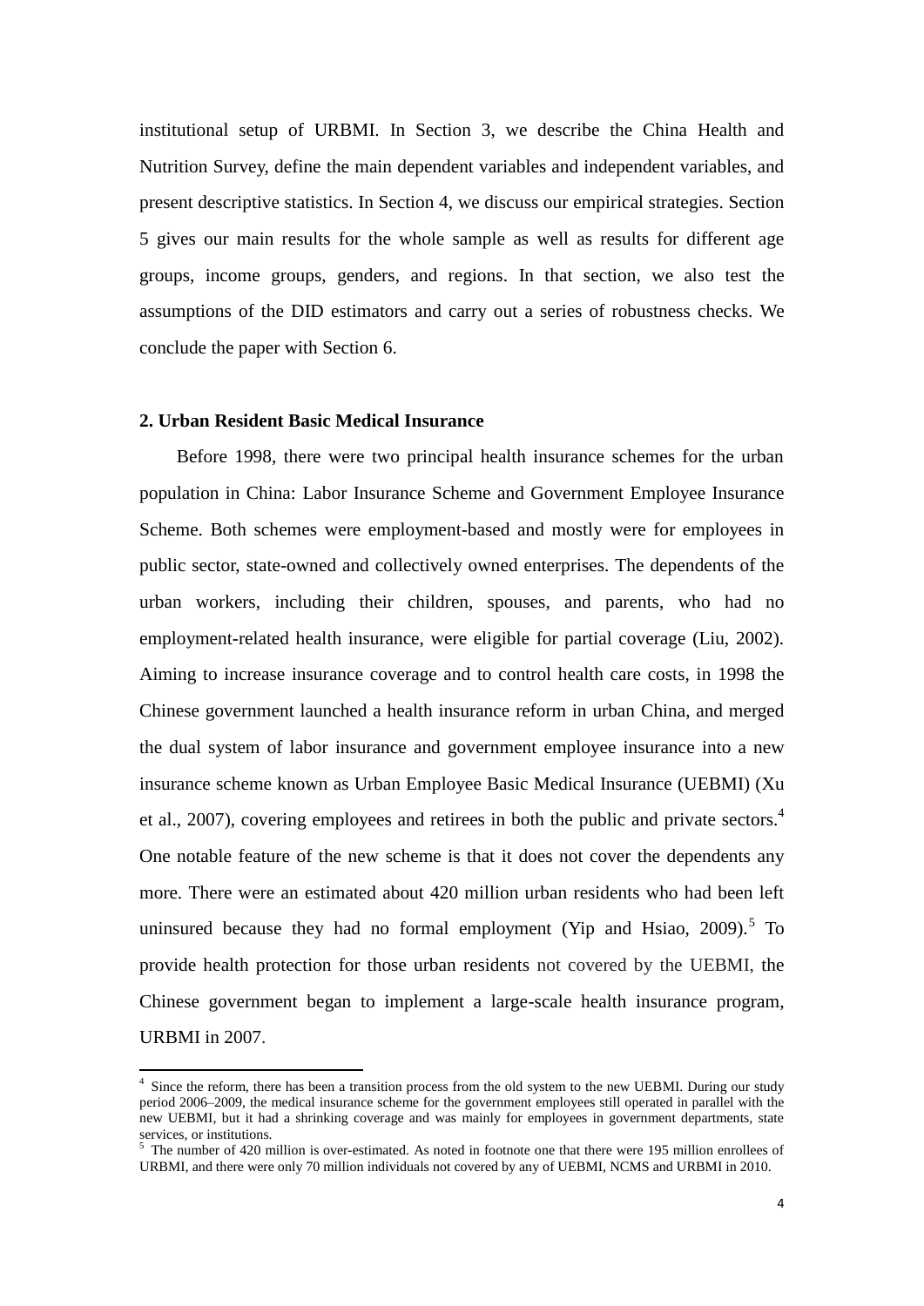institutional setup of URBMI. In Section 3, we describe the China Health and Nutrition Survey, define the main dependent variables and independent variables, and present descriptive statistics. In Section 4, we discuss our empirical strategies. Section 5 gives our main results for the whole sample as well as results for different age groups, income groups, genders, and regions. In that section, we also test the assumptions of the DID estimators and carry out a series of robustness checks. We conclude the paper with Section 6.

## 2. Urban Resident Basic Medical Insurance

Before 1998, there were two principal health insurance schemes for the urban population in China: Labor Insurance Scheme and Government Employee Insurance Scheme. Both schemes were employment-based and mostly were for employees in public sector, state-owned and collectively owned enterprises. The dependents of the urban workers, including their children, spouses, and parents, who had no employment-related health insurance, were eligible for partial coverage (Liu, 2002). Aiming to increase insurance coverage and to control health care costs, in 1998 the Chinese government launched a health insurance reform in urban China, and merged the dual system of labor insurance and government employee insurance into a new insurance scheme known as Urban Employee Basic Medical Insurance (UEBMI) (Xu et al., 2007), covering employees and retirees in both the public and private sectors.[4] One notable feature of the new scheme is that it does not cover the dependents any more. There were an estimated about 420 million urban residents who had been left uninsured because they had no formal employment (Yip and Hsiao, 2009).[5] To provide health protection for those urban residents not covered by the UEBMI, the Chinese government began to implement a large-scale health insurance program, URBMI in 2007.

[4] Since the reform, there has been a transition process from the old system to the new UEBMI. During our study period 2006–2009, the medical insurance scheme for the government employees still operated in parallel with the new UEBMI, but it had a shrinking coverage and was mainly for employees in government departments, state services, or institutions.

[5] The number of 420 million is over-estimated. As noted in footnote one that there were 195 million enrollees of URBMI, and there were only 70 million individuals not covered by any of UEBMI, NCMS and URBMI in 2010.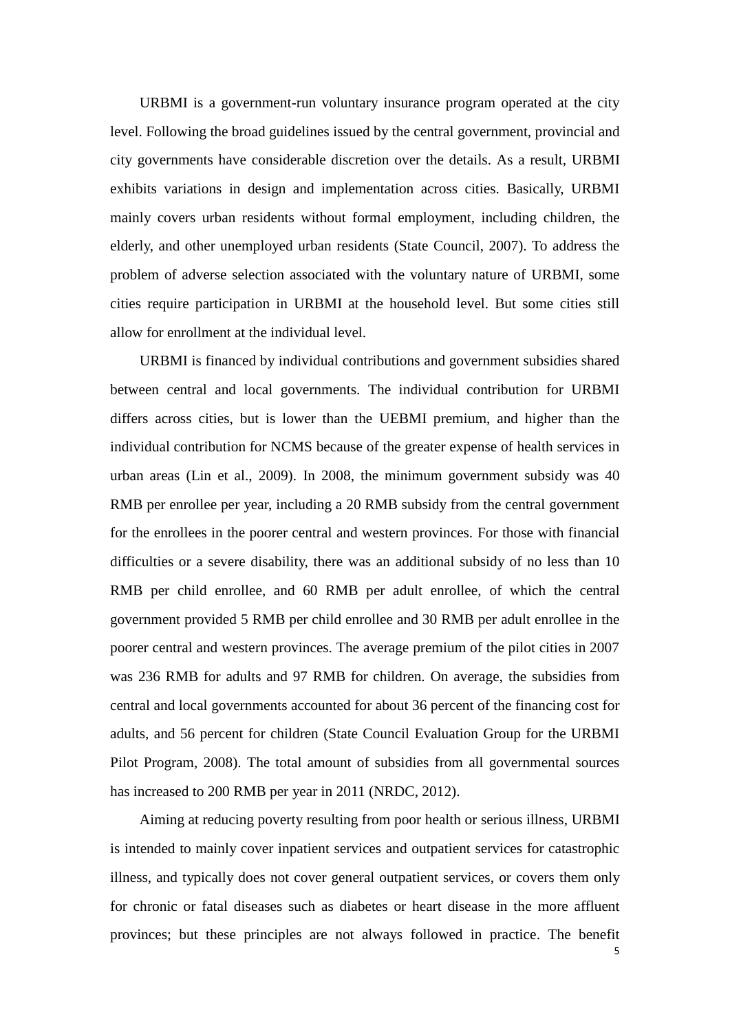URBMI is a government-run voluntary insurance program operated at the city level. Following the broad guidelines issued by the central government, provincial and city governments have considerable discretion over the details. As a result, URBMI exhibits variations in design and implementation across cities. Basically, URBMI mainly covers urban residents without formal employment, including children, the elderly, and other unemployed urban residents (State Council, 2007). To address the problem of adverse selection associated with the voluntary nature of URBMI, some cities require participation in URBMI at the household level. But some cities still allow for enrollment at the individual level.

URBMI is financed by individual contributions and government subsidies shared between central and local governments. The individual contribution for URBMI differs across cities, but is lower than the UEBMI premium, and higher than the individual contribution for NCMS because of the greater expense of health services in urban areas (Lin et al., 2009). In 2008, the minimum government subsidy was 40 RMB per enrollee per year, including a 20 RMB subsidy from the central government for the enrollees in the poorer central and western provinces. For those with financial difficulties or a severe disability, there was an additional subsidy of no less than 10 RMB per child enrollee, and 60 RMB per adult enrollee, of which the central government provided 5 RMB per child enrollee and 30 RMB per adult enrollee in the poorer central and western provinces. The average premium of the pilot cities in 2007 was 236 RMB for adults and 97 RMB for children. On average, the subsidies from central and local governments accounted for about 36 percent of the financing cost for adults, and 56 percent for children (State Council Evaluation Group for the URBMI Pilot Program, 2008). The total amount of subsidies from all governmental sources has increased to 200 RMB per year in 2011 (NRDC, 2012).

Aiming at reducing poverty resulting from poor health or serious illness, URBMI is intended to mainly cover inpatient services and outpatient services for catastrophic illness, and typically does not cover general outpatient services, or covers them only for chronic or fatal diseases such as diabetes or heart disease in the more affluent provinces; but these principles are not always followed in practice. The benefit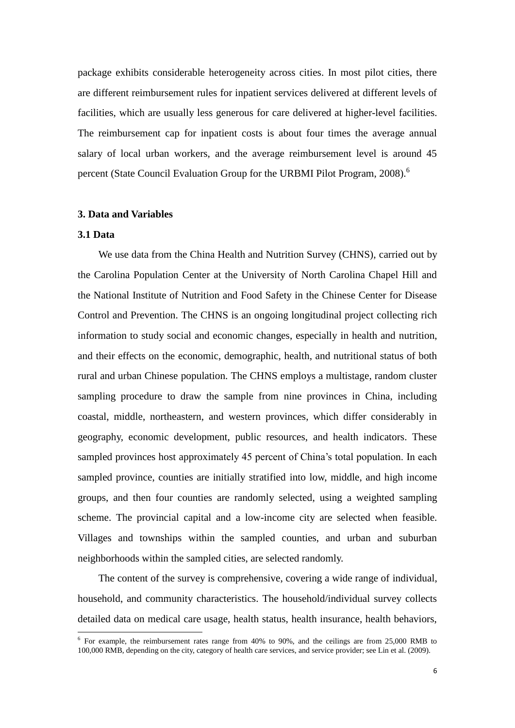package exhibits considerable heterogeneity across cities. In most pilot cities, there are different reimbursement rules for inpatient services delivered at different levels of facilities, which are usually less generous for care delivered at higher-level facilities. The reimbursement cap for inpatient costs is about four times the average annual salary of local urban workers, and the average reimbursement level is around 45 percent (State Council Evaluation Group for the URBMI Pilot Program, 2008).[6]

## 3. Data and Variables

### 3.1 Data

We use data from the China Health and Nutrition Survey (CHNS), carried out by the Carolina Population Center at the University of North Carolina Chapel Hill and the National Institute of Nutrition and Food Safety in the Chinese Center for Disease Control and Prevention. The CHNS is an ongoing longitudinal project collecting rich information to study social and economic changes, especially in health and nutrition, and their effects on the economic, demographic, health, and nutritional status of both rural and urban Chinese population. The CHNS employs a multistage, random cluster sampling procedure to draw the sample from nine provinces in China, including coastal, middle, northeastern, and western provinces, which differ considerably in geography, economic development, public resources, and health indicators. These sampled provinces host approximately 45 percent of China's total population. In each sampled province, counties are initially stratified into low, middle, and high income groups, and then four counties are randomly selected, using a weighted sampling scheme. The provincial capital and a low-income city are selected when feasible. Villages and townships within the sampled counties, and urban and suburban neighborhoods within the sampled cities, are selected randomly.

The content of the survey is comprehensive, covering a wide range of individual, household, and community characteristics. The household/individual survey collects detailed data on medical care usage, health status, health insurance, health behaviors,

[6] For example, the reimbursement rates range from 40% to 90%, and the ceilings are from 25,000 RMB to 100,000 RMB, depending on the city, category of health care services, and service provider; see Lin et al. (2009).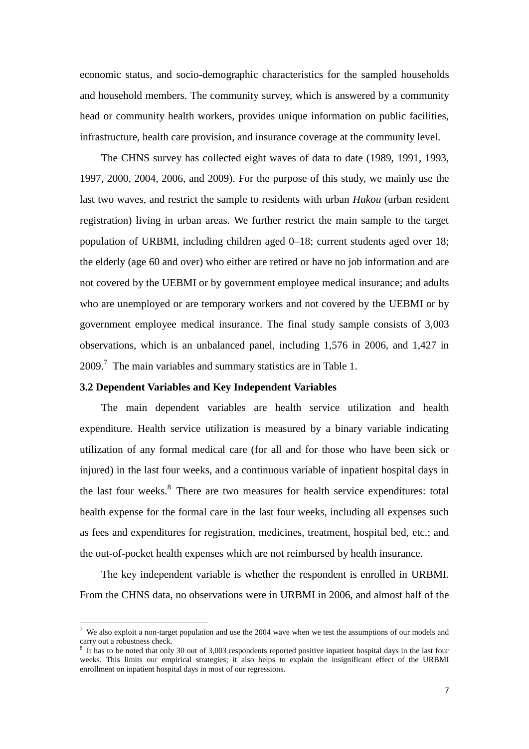economic status, and socio-demographic characteristics for the sampled households and household members. The community survey, which is answered by a community head or community health workers, provides unique information on public facilities, infrastructure, health care provision, and insurance coverage at the community level.

The CHNS survey has collected eight waves of data to date (1989, 1991, 1993, 1997, 2000, 2004, 2006, and 2009). For the purpose of this study, we mainly use the last two waves, and restrict the sample to residents with urban *Hukou* (urban resident registration) living in urban areas. We further restrict the main sample to the target population of URBMI, including children aged 0–18; current students aged over 18; the elderly (age 60 and over) who either are retired or have no job information and are not covered by the UEBMI or by government employee medical insurance; and adults who are unemployed or are temporary workers and not covered by the UEBMI or by government employee medical insurance. The final study sample consists of 3,003 observations, which is an unbalanced panel, including 1,576 in 2006, and 1,427 in 2009.[7] The main variables and summary statistics are in Table 1.

### 3.2 Dependent Variables and Key Independent Variables

The main dependent variables are health service utilization and health expenditure. Health service utilization is measured by a binary variable indicating utilization of any formal medical care (for all and for those who have been sick or injured) in the last four weeks, and a continuous variable of inpatient hospital days in the last four weeks.[8] There are two measures for health service expenditures: total health expense for the formal care in the last four weeks, including all expenses such as fees and expenditures for registration, medicines, treatment, hospital bed, etc.; and the out-of-pocket health expenses which are not reimbursed by health insurance.

The key independent variable is whether the respondent is enrolled in URBMI. From the CHNS data, no observations were in URBMI in 2006, and almost half of the

---

[7] We also exploit a non-target population and use the 2004 wave when we test the assumptions of our models and carry out a robustness check.

[8] It has to be noted that only 30 out of 3,003 respondents reported positive inpatient hospital days in the last four weeks. This limits our empirical strategies; it also helps to explain the insignificant effect of the URBMI enrollment on inpatient hospital days in most of our regressions.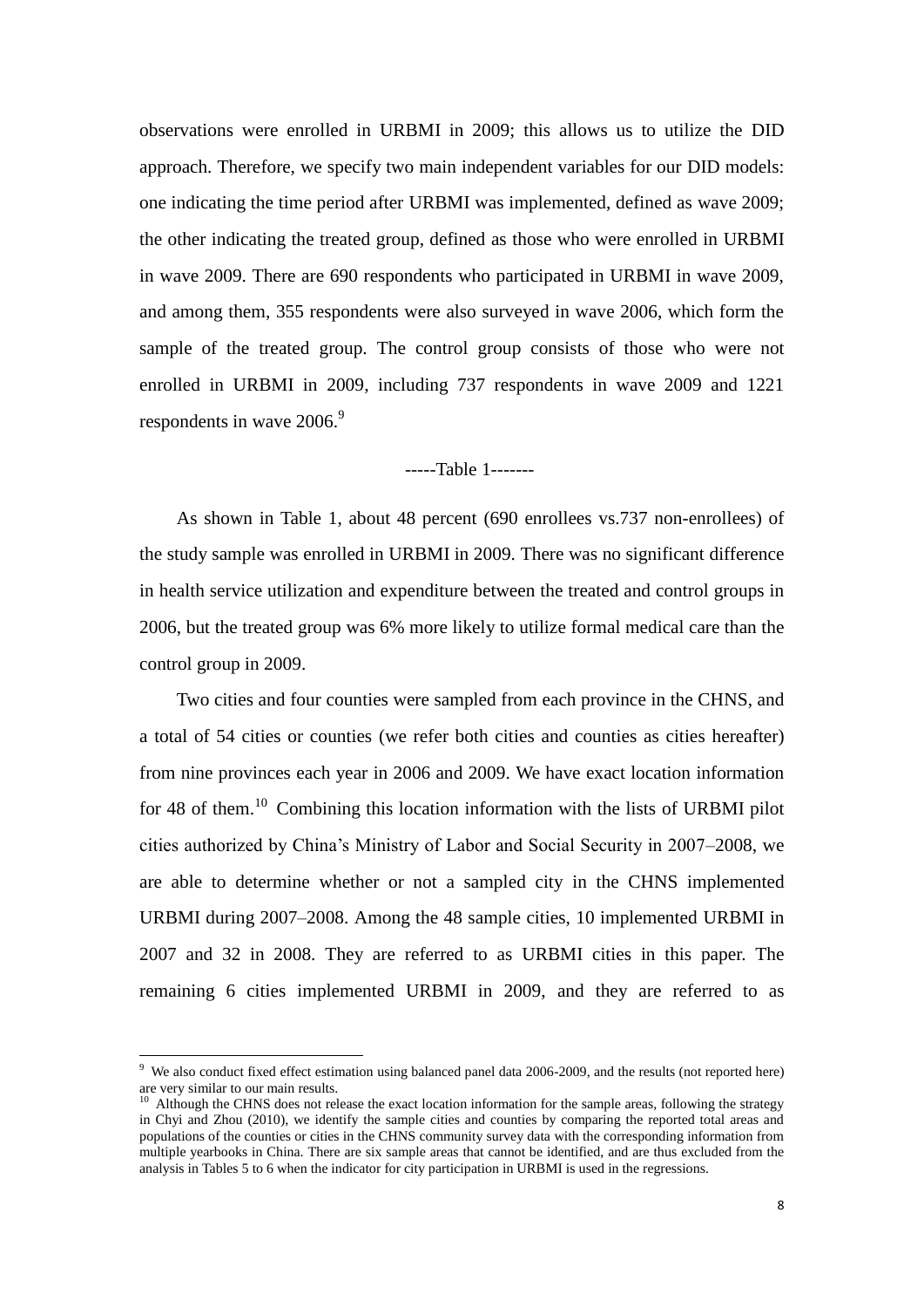observations were enrolled in URBMI in 2009; this allows us to utilize the DID approach. Therefore, we specify two main independent variables for our DID models: one indicating the time period after URBMI was implemented, defined as wave 2009; the other indicating the treated group, defined as those who were enrolled in URBMI in wave 2009. There are 690 respondents who participated in URBMI in wave 2009, and among them, 355 respondents were also surveyed in wave 2006, which form the sample of the treated group. The control group consists of those who were not enrolled in URBMI in 2009, including 737 respondents in wave 2009 and 1221 respondents in wave 2006.[9]

-----Table 1-------

As shown in Table 1, about 48 percent (690 enrollees vs.737 non-enrollees) of the study sample was enrolled in URBMI in 2009. There was no significant difference in health service utilization and expenditure between the treated and control groups in 2006, but the treated group was 6% more likely to utilize formal medical care than the control group in 2009.

Two cities and four counties were sampled from each province in the CHNS, and a total of 54 cities or counties (we refer both cities and counties as cities hereafter) from nine provinces each year in 2006 and 2009. We have exact location information for 48 of them.[10] Combining this location information with the lists of URBMI pilot cities authorized by China's Ministry of Labor and Social Security in 2007–2008, we are able to determine whether or not a sampled city in the CHNS implemented URBMI during 2007–2008. Among the 48 sample cities, 10 implemented URBMI in 2007 and 32 in 2008. They are referred to as URBMI cities in this paper. The remaining 6 cities implemented URBMI in 2009, and they are referred to as

---

[9] We also conduct fixed effect estimation using balanced panel data 2006-2009, and the results (not reported here) are very similar to our main results.

[10] Although the CHNS does not release the exact location information for the sample areas, following the strategy in Chyi and Zhou (2010), we identify the sample cities and counties by comparing the reported total areas and populations of the counties or cities in the CHNS community survey data with the corresponding information from multiple yearbooks in China. There are six sample areas that cannot be identified, and are thus excluded from the analysis in Tables 5 to 6 when the indicator for city participation in URBMI is used in the regressions.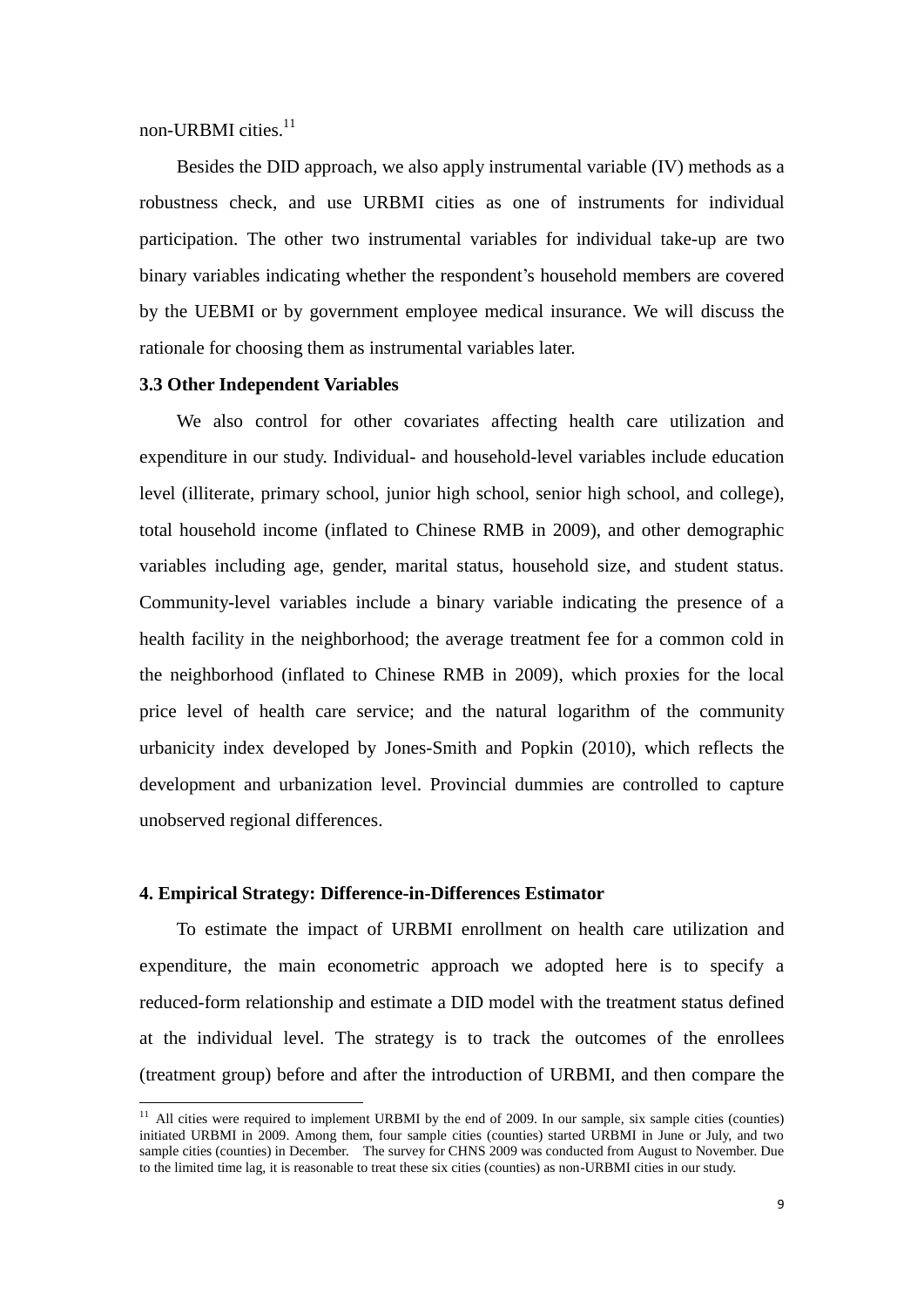non-URBMI cities.[11]

Besides the DID approach, we also apply instrumental variable (IV) methods as a robustness check, and use URBMI cities as one of instruments for individual participation. The other two instrumental variables for individual take-up are two binary variables indicating whether the respondent's household members are covered by the UEBMI or by government employee medical insurance. We will discuss the rationale for choosing them as instrumental variables later.

### 3.3 Other Independent Variables

We also control for other covariates affecting health care utilization and expenditure in our study. Individual- and household-level variables include education level (illiterate, primary school, junior high school, senior high school, and college), total household income (inflated to Chinese RMB in 2009), and other demographic variables including age, gender, marital status, household size, and student status. Community-level variables include a binary variable indicating the presence of a health facility in the neighborhood; the average treatment fee for a common cold in the neighborhood (inflated to Chinese RMB in 2009), which proxies for the local price level of health care service; and the natural logarithm of the community urbanicity index developed by Jones-Smith and Popkin (2010), which reflects the development and urbanization level. Provincial dummies are controlled to capture unobserved regional differences.

## 4. Empirical Strategy: Difference-in-Differences Estimator

To estimate the impact of URBMI enrollment on health care utilization and expenditure, the main econometric approach we adopted here is to specify a reduced-form relationship and estimate a DID model with the treatment status defined at the individual level. The strategy is to track the outcomes of the enrollees (treatment group) before and after the introduction of URBMI, and then compare the

---

[11] All cities were required to implement URBMI by the end of 2009. In our sample, six sample cities (counties) initiated URBMI in 2009. Among them, four sample cities (counties) started URBMI in June or July, and two sample cities (counties) in December. The survey for CHNS 2009 was conducted from August to November. Due to the limited time lag, it is reasonable to treat these six cities (counties) as non-URBMI cities in our study.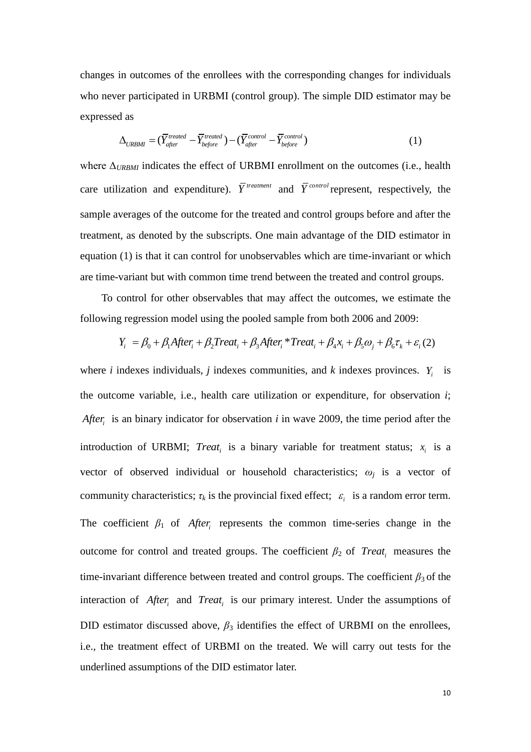changes in outcomes of the enrollees with the corresponding changes for individuals who never participated in URBMI (control group). The simple DID estimator may be expressed as

$$\Delta_{URBMI} = (\overline{Y}_{after}^{treated} - \overline{Y}_{before}^{treated}) - (\overline{Y}_{after}^{control} - \overline{Y}_{before}^{control}) \quad (1)$$

where $\Delta_{URBMI}$ indicates the effect of URBMI enrollment on the outcomes (i.e., health care utilization and expenditure). $\overline{Y}^{treatment}$ and $\overline{Y}^{control}$ represent, respectively, the sample averages of the outcome for the treated and control groups before and after the treatment, as denoted by the subscripts. One main advantage of the DID estimator in equation (1) is that it can control for unobservables which are time-invariant or which are time-variant but with common time trend between the treated and control groups.

To control for other observables that may affect the outcomes, we estimate the following regression model using the pooled sample from both 2006 and 2009:

$$Y_i = \beta_0 + \beta_1 After_i + \beta_2 Treat_i + \beta_3 After_i * Treat_i + \beta_4 x_i + \beta_5 \omega_j + \beta_6 \tau_k + \varepsilon_i \quad (2)$$

where *i* indexes individuals, *j* indexes communities, and *k* indexes provinces. $Y_i$ is the outcome variable, i.e., health care utilization or expenditure, for observation *i*; $After_i$ is an binary indicator for observation *i* in wave 2009, the time period after the introduction of URBMI; $Treat_i$ is a binary variable for treatment status; $x_i$ is a vector of observed individual or household characteristics; $\omega_j$ is a vector of community characteristics; $\tau_k$ is the provincial fixed effect; $\varepsilon_i$ is a random error term. The coefficient $\beta_1$ of $After_i$ represents the common time-series change in the outcome for control and treated groups. The coefficient $\beta_2$ of $Treat_i$ measures the time-invariant difference between treated and control groups. The coefficient $\beta_3$ of the interaction of $After_i$ and $Treat_i$ is our primary interest. Under the assumptions of DID estimator discussed above, $\beta_3$ identifies the effect of URBMI on the enrollees, i.e., the treatment effect of URBMI on the treated. We will carry out tests for the underlined assumptions of the DID estimator later.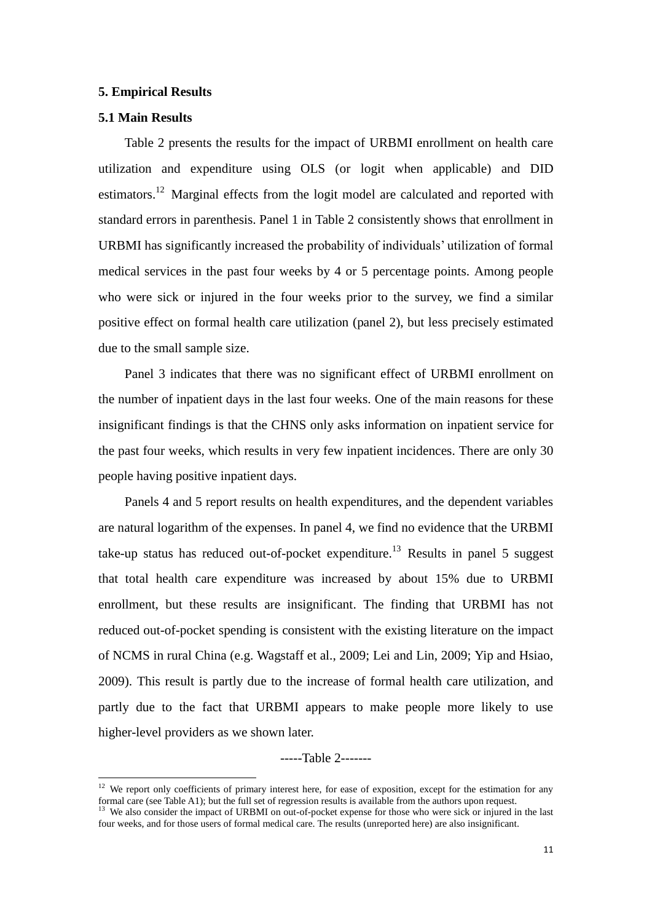## 5. Empirical Results

### 5.1 Main Results

Table 2 presents the results for the impact of URBMI enrollment on health care utilization and expenditure using OLS (or logit when applicable) and DID estimators.[12] Marginal effects from the logit model are calculated and reported with standard errors in parenthesis. Panel 1 in Table 2 consistently shows that enrollment in URBMI has significantly increased the probability of individuals' utilization of formal medical services in the past four weeks by 4 or 5 percentage points. Among people who were sick or injured in the four weeks prior to the survey, we find a similar positive effect on formal health care utilization (panel 2), but less precisely estimated due to the small sample size.

Panel 3 indicates that there was no significant effect of URBMI enrollment on the number of inpatient days in the last four weeks. One of the main reasons for these insignificant findings is that the CHNS only asks information on inpatient service for the past four weeks, which results in very few inpatient incidences. There are only 30 people having positive inpatient days.

Panels 4 and 5 report results on health expenditures, and the dependent variables are natural logarithm of the expenses. In panel 4, we find no evidence that the URBMI take-up status has reduced out-of-pocket expenditure.[13] Results in panel 5 suggest that total health care expenditure was increased by about 15% due to URBMI enrollment, but these results are insignificant. The finding that URBMI has not reduced out-of-pocket spending is consistent with the existing literature on the impact of NCMS in rural China (e.g. Wagstaff et al., 2009; Lei and Lin, 2009; Yip and Hsiao, 2009). This result is partly due to the increase of formal health care utilization, and partly due to the fact that URBMI appears to make people more likely to use higher-level providers as we shown later.

-----Table 2-------

[12] We report only coefficients of primary interest here, for ease of exposition, except for the estimation for any formal care (see Table A1); but the full set of regression results is available from the authors upon request.

[13] We also consider the impact of URBMI on out-of-pocket expense for those who were sick or injured in the last four weeks, and for those users of formal medical care. The results (unreported here) are also insignificant.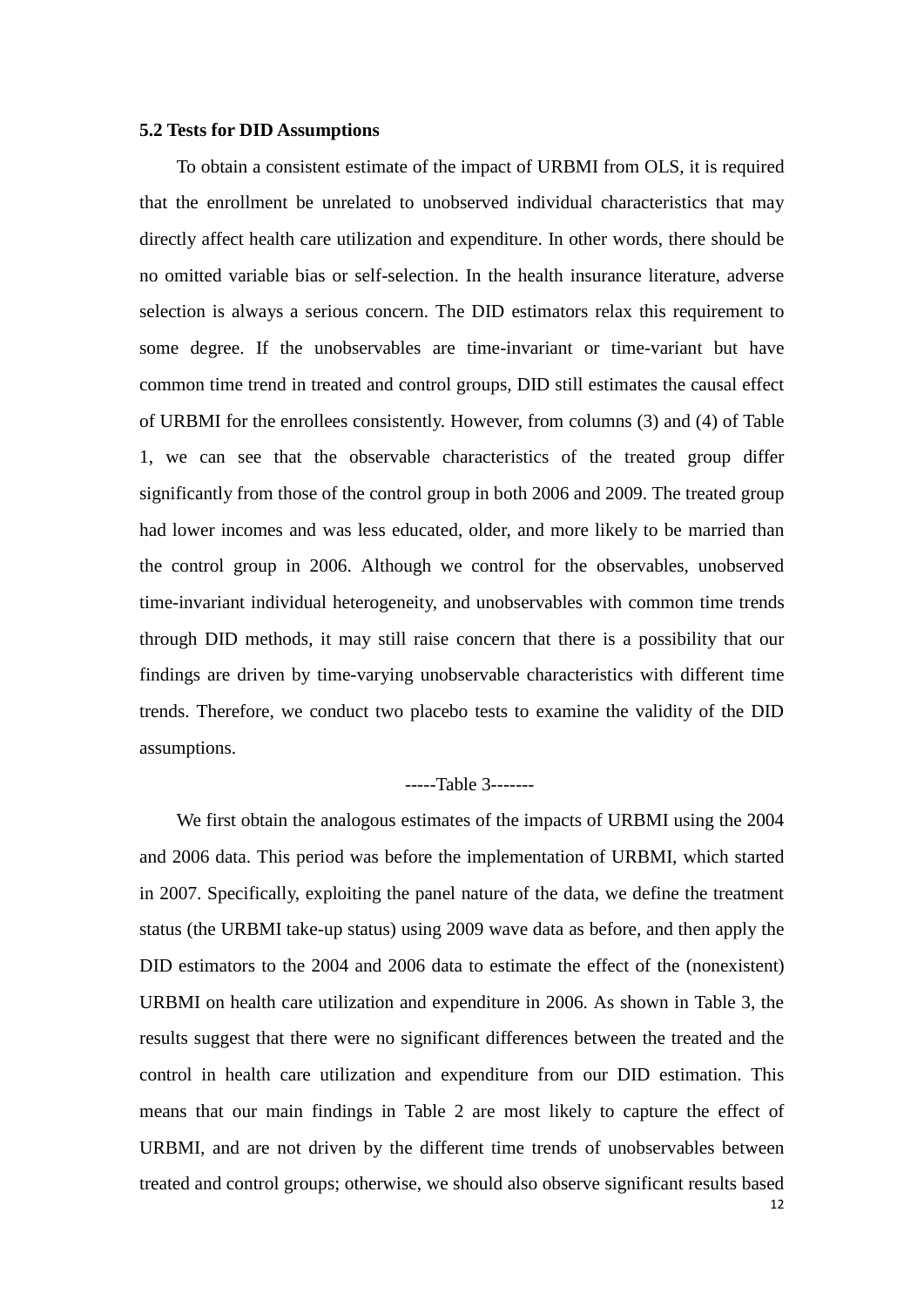### 5.2 Tests for DID Assumptions

To obtain a consistent estimate of the impact of URBMI from OLS, it is required that the enrollment be unrelated to unobserved individual characteristics that may directly affect health care utilization and expenditure. In other words, there should be no omitted variable bias or self-selection. In the health insurance literature, adverse selection is always a serious concern. The DID estimators relax this requirement to some degree. If the unobservables are time-invariant or time-variant but have common time trend in treated and control groups, DID still estimates the causal effect of URBMI for the enrollees consistently. However, from columns (3) and (4) of Table 1, we can see that the observable characteristics of the treated group differ significantly from those of the control group in both 2006 and 2009. The treated group had lower incomes and was less educated, older, and more likely to be married than the control group in 2006. Although we control for the observables, unobserved time-invariant individual heterogeneity, and unobservables with common time trends through DID methods, it may still raise concern that there is a possibility that our findings are driven by time-varying unobservable characteristics with different time trends. Therefore, we conduct two placebo tests to examine the validity of the DID assumptions.

-----Table 3-------

We first obtain the analogous estimates of the impacts of URBMI using the 2004 and 2006 data. This period was before the implementation of URBMI, which started in 2007. Specifically, exploiting the panel nature of the data, we define the treatment status (the URBMI take-up status) using 2009 wave data as before, and then apply the DID estimators to the 2004 and 2006 data to estimate the effect of the (nonexistent) URBMI on health care utilization and expenditure in 2006. As shown in Table 3, the results suggest that there were no significant differences between the treated and the control in health care utilization and expenditure from our DID estimation. This means that our main findings in Table 2 are most likely to capture the effect of URBMI, and are not driven by the different time trends of unobservables between treated and control groups; otherwise, we should also observe significant results based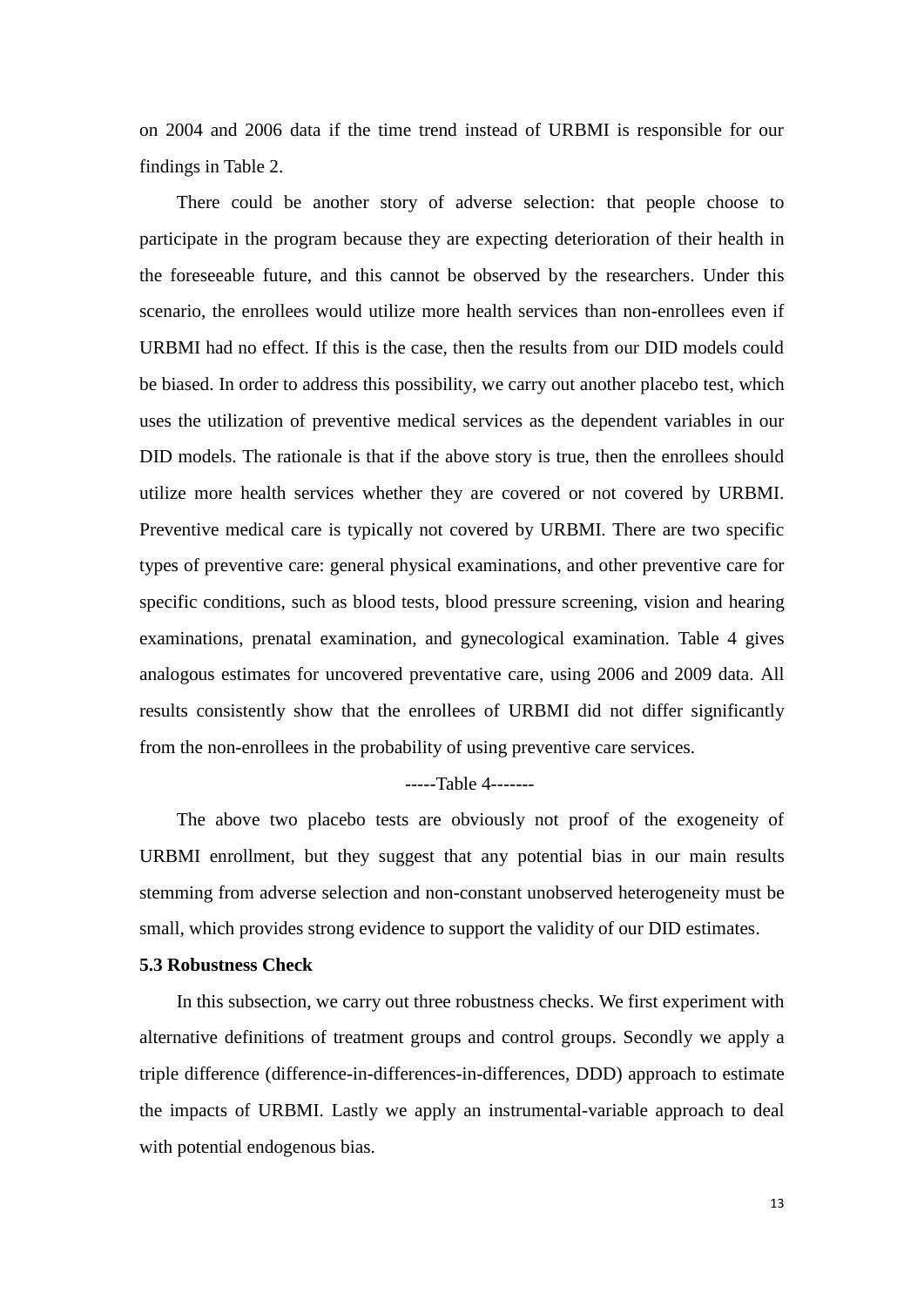on 2004 and 2006 data if the time trend instead of URBMI is responsible for our findings in Table 2.

There could be another story of adverse selection: that people choose to participate in the program because they are expecting deterioration of their health in the foreseeable future, and this cannot be observed by the researchers. Under this scenario, the enrollees would utilize more health services than non-enrollees even if URBMI had no effect. If this is the case, then the results from our DID models could be biased. In order to address this possibility, we carry out another placebo test, which uses the utilization of preventive medical services as the dependent variables in our DID models. The rationale is that if the above story is true, then the enrollees should utilize more health services whether they are covered or not covered by URBMI. Preventive medical care is typically not covered by URBMI. There are two specific types of preventive care: general physical examinations, and other preventive care for specific conditions, such as blood tests, blood pressure screening, vision and hearing examinations, prenatal examination, and gynecological examination. Table 4 gives analogous estimates for uncovered preventative care, using 2006 and 2009 data. All results consistently show that the enrollees of URBMI did not differ significantly from the non-enrollees in the probability of using preventive care services.

-----Table 4-------

The above two placebo tests are obviously not proof of the exogeneity of URBMI enrollment, but they suggest that any potential bias in our main results stemming from adverse selection and non-constant unobserved heterogeneity must be small, which provides strong evidence to support the validity of our DID estimates.

### 5.3 Robustness Check

In this subsection, we carry out three robustness checks. We first experiment with alternative definitions of treatment groups and control groups. Secondly we apply a triple difference (difference-in-differences-in-differences, DDD) approach to estimate the impacts of URBMI. Lastly we apply an instrumental-variable approach to deal with potential endogenous bias.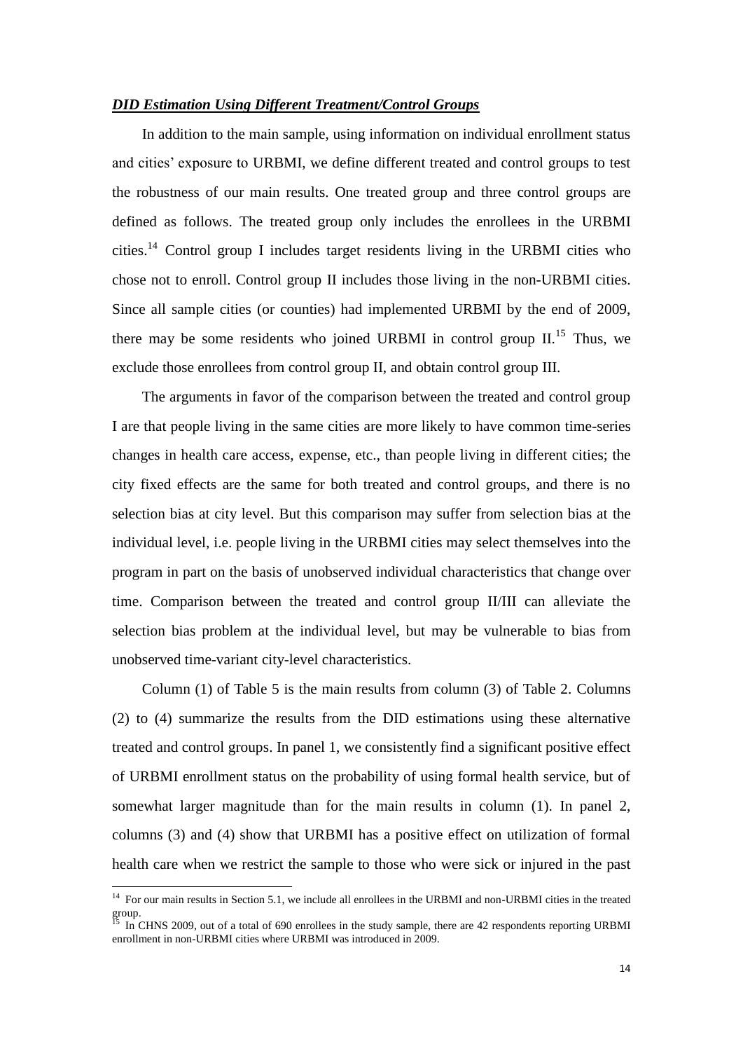***DID Estimation Using Different Treatment/Control Groups***

In addition to the main sample, using information on individual enrollment status and cities' exposure to URBMI, we define different treated and control groups to test the robustness of our main results. One treated group and three control groups are defined as follows. The treated group only includes the enrollees in the URBMI cities.[14] Control group I includes target residents living in the URBMI cities who chose not to enroll. Control group II includes those living in the non-URBMI cities. Since all sample cities (or counties) had implemented URBMI by the end of 2009, there may be some residents who joined URBMI in control group II.[15] Thus, we exclude those enrollees from control group II, and obtain control group III.

The arguments in favor of the comparison between the treated and control group I are that people living in the same cities are more likely to have common time-series changes in health care access, expense, etc., than people living in different cities; the city fixed effects are the same for both treated and control groups, and there is no selection bias at city level. But this comparison may suffer from selection bias at the individual level, i.e. people living in the URBMI cities may select themselves into the program in part on the basis of unobserved individual characteristics that change over time. Comparison between the treated and control group II/III can alleviate the selection bias problem at the individual level, but may be vulnerable to bias from unobserved time-variant city-level characteristics.

Column (1) of Table 5 is the main results from column (3) of Table 2. Columns (2) to (4) summarize the results from the DID estimations using these alternative treated and control groups. In panel 1, we consistently find a significant positive effect of URBMI enrollment status on the probability of using formal health service, but of somewhat larger magnitude than for the main results in column (1). In panel 2, columns (3) and (4) show that URBMI has a positive effect on utilization of formal health care when we restrict the sample to those who were sick or injured in the past

---

[14] For our main results in Section 5.1, we include all enrollees in the URBMI and non-URBMI cities in the treated group.

[15] In CHNS 2009, out of a total of 690 enrollees in the study sample, there are 42 respondents reporting URBMI enrollment in non-URBMI cities where URBMI was introduced in 2009.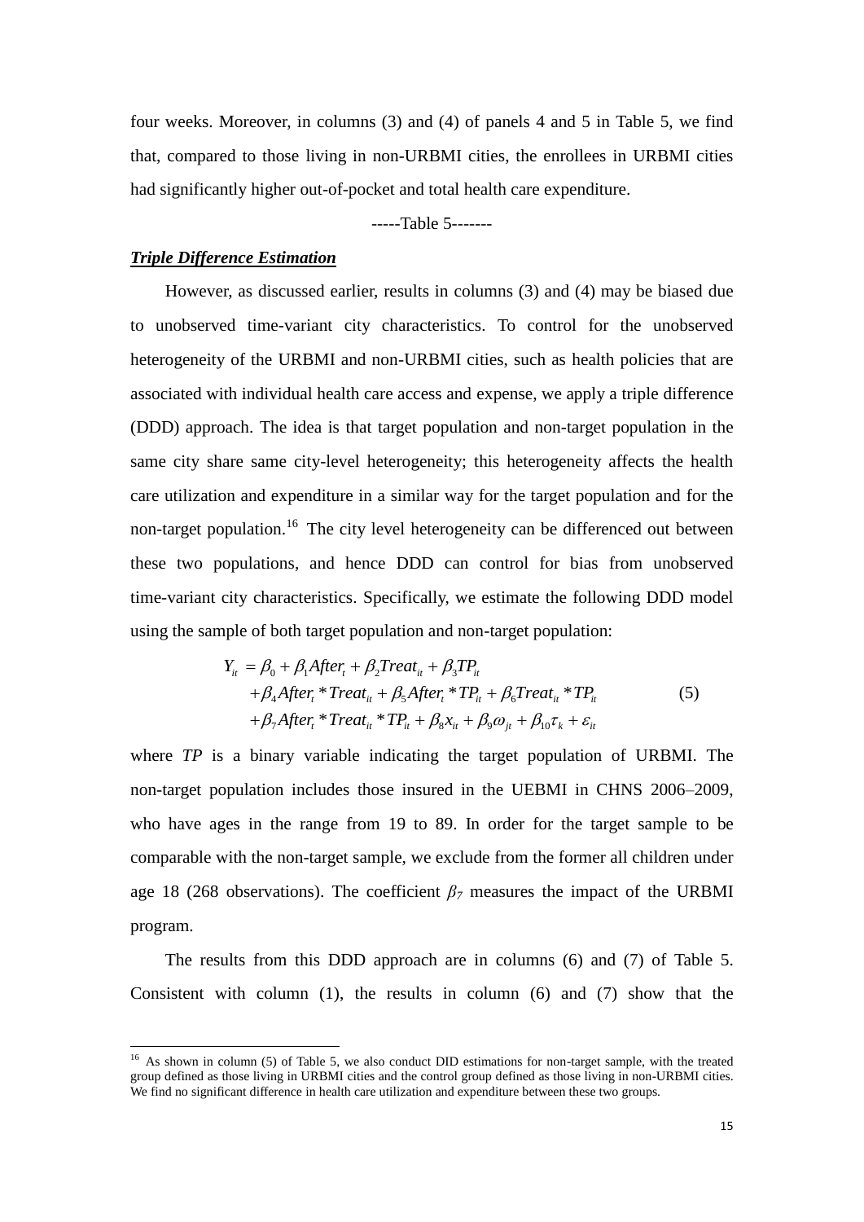four weeks. Moreover, in columns (3) and (4) of panels 4 and 5 in Table 5, we find that, compared to those living in non-URBMI cities, the enrollees in URBMI cities had significantly higher out-of-pocket and total health care expenditure.

-----Table 5-------

***Triple Difference Estimation***

However, as discussed earlier, results in columns (3) and (4) may be biased due to unobserved time-variant city characteristics. To control for the unobserved heterogeneity of the URBMI and non-URBMI cities, such as health policies that are associated with individual health care access and expense, we apply a triple difference (DDD) approach. The idea is that target population and non-target population in the same city share same city-level heterogeneity; this heterogeneity affects the health care utilization and expenditure in a similar way for the target population and for the non-target population.[16] The city level heterogeneity can be differenced out between these two populations, and hence DDD can control for bias from unobserved time-variant city characteristics. Specifically, we estimate the following DDD model using the sample of both target population and non-target population:

$$
\begin{aligned}
Y_{it} = {} & \beta_0 + \beta_1 After_t + \beta_2 Treat_{it} + \beta_3 TP_{it} \\
& + \beta_4 After_t * Treat_{it} + \beta_5 After_t * TP_{it} + \beta_6 Treat_{it} * TP_{it} \\
& + \beta_7 After_t * Treat_{it} * TP_{it} + \beta_8 x_{it} + \beta_9 \omega_{jt} + \beta_{10} \tau_k + \varepsilon_{it}
\end{aligned} \tag{5}
$$

where *TP* is a binary variable indicating the target population of URBMI. The non-target population includes those insured in the UEBMI in CHNS 2006–2009, who have ages in the range from 19 to 89. In order for the target sample to be comparable with the non-target sample, we exclude from the former all children under age 18 (268 observations). The coefficient $\beta_7$ measures the impact of the URBMI program.

The results from this DDD approach are in columns (6) and (7) of Table 5. Consistent with column (1), the results in column (6) and (7) show that the

[16] As shown in column (5) of Table 5, we also conduct DID estimations for non-target sample, with the treated group defined as those living in URBMI cities and the control group defined as those living in non-URBMI cities. We find no significant difference in health care utilization and expenditure between these two groups.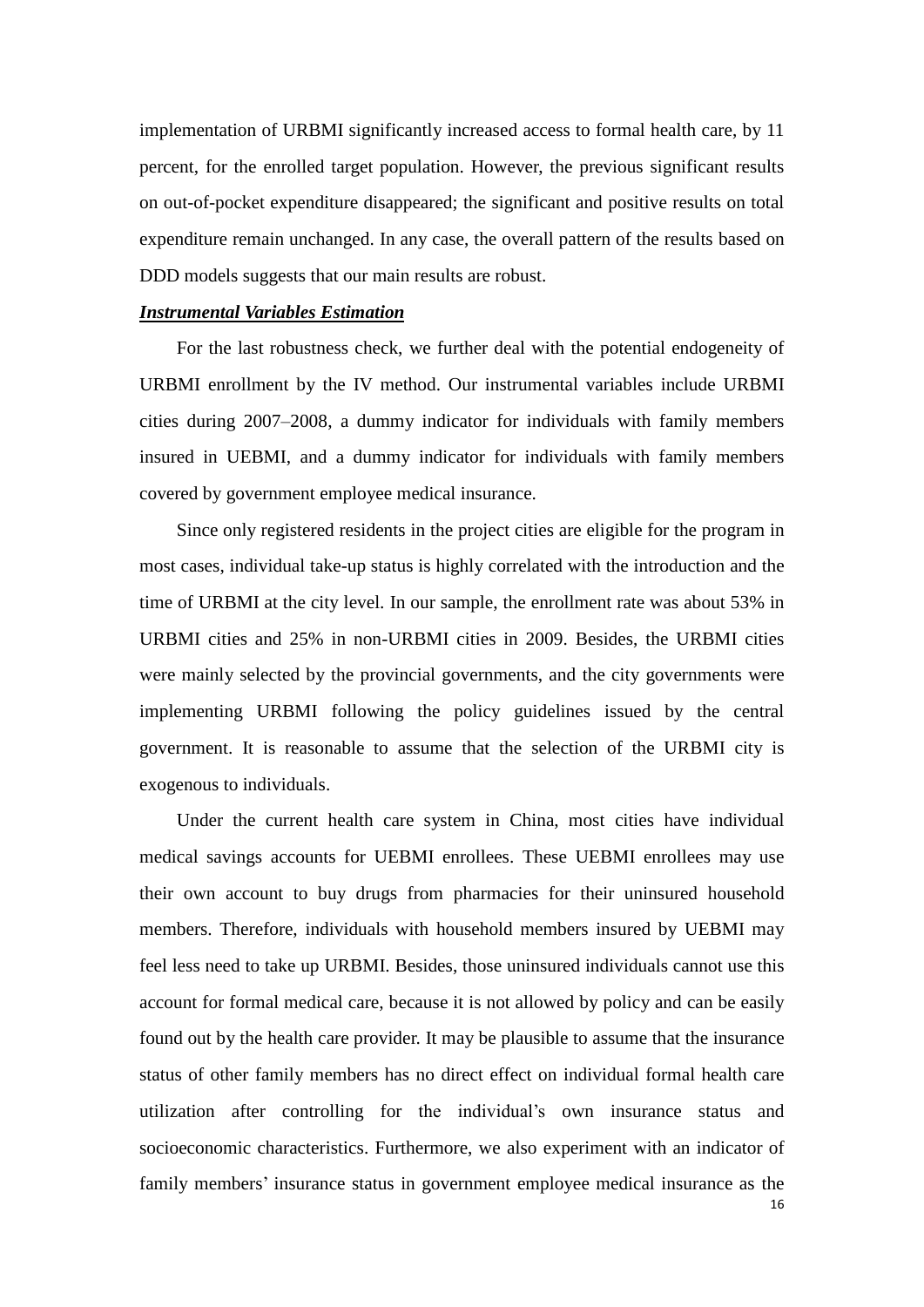implementation of URBMI significantly increased access to formal health care, by 11 percent, for the enrolled target population. However, the previous significant results on out-of-pocket expenditure disappeared; the significant and positive results on total expenditure remain unchanged. In any case, the overall pattern of the results based on DDD models suggests that our main results are robust.

***Instrumental Variables Estimation***

For the last robustness check, we further deal with the potential endogeneity of URBMI enrollment by the IV method. Our instrumental variables include URBMI cities during 2007–2008, a dummy indicator for individuals with family members insured in UEBMI, and a dummy indicator for individuals with family members covered by government employee medical insurance.

Since only registered residents in the project cities are eligible for the program in most cases, individual take-up status is highly correlated with the introduction and the time of URBMI at the city level. In our sample, the enrollment rate was about 53% in URBMI cities and 25% in non-URBMI cities in 2009. Besides, the URBMI cities were mainly selected by the provincial governments, and the city governments were implementing URBMI following the policy guidelines issued by the central government. It is reasonable to assume that the selection of the URBMI city is exogenous to individuals.

Under the current health care system in China, most cities have individual medical savings accounts for UEBMI enrollees. These UEBMI enrollees may use their own account to buy drugs from pharmacies for their uninsured household members. Therefore, individuals with household members insured by UEBMI may feel less need to take up URBMI. Besides, those uninsured individuals cannot use this account for formal medical care, because it is not allowed by policy and can be easily found out by the health care provider. It may be plausible to assume that the insurance status of other family members has no direct effect on individual formal health care utilization after controlling for the individual's own insurance status and socioeconomic characteristics. Furthermore, we also experiment with an indicator of family members' insurance status in government employee medical insurance as the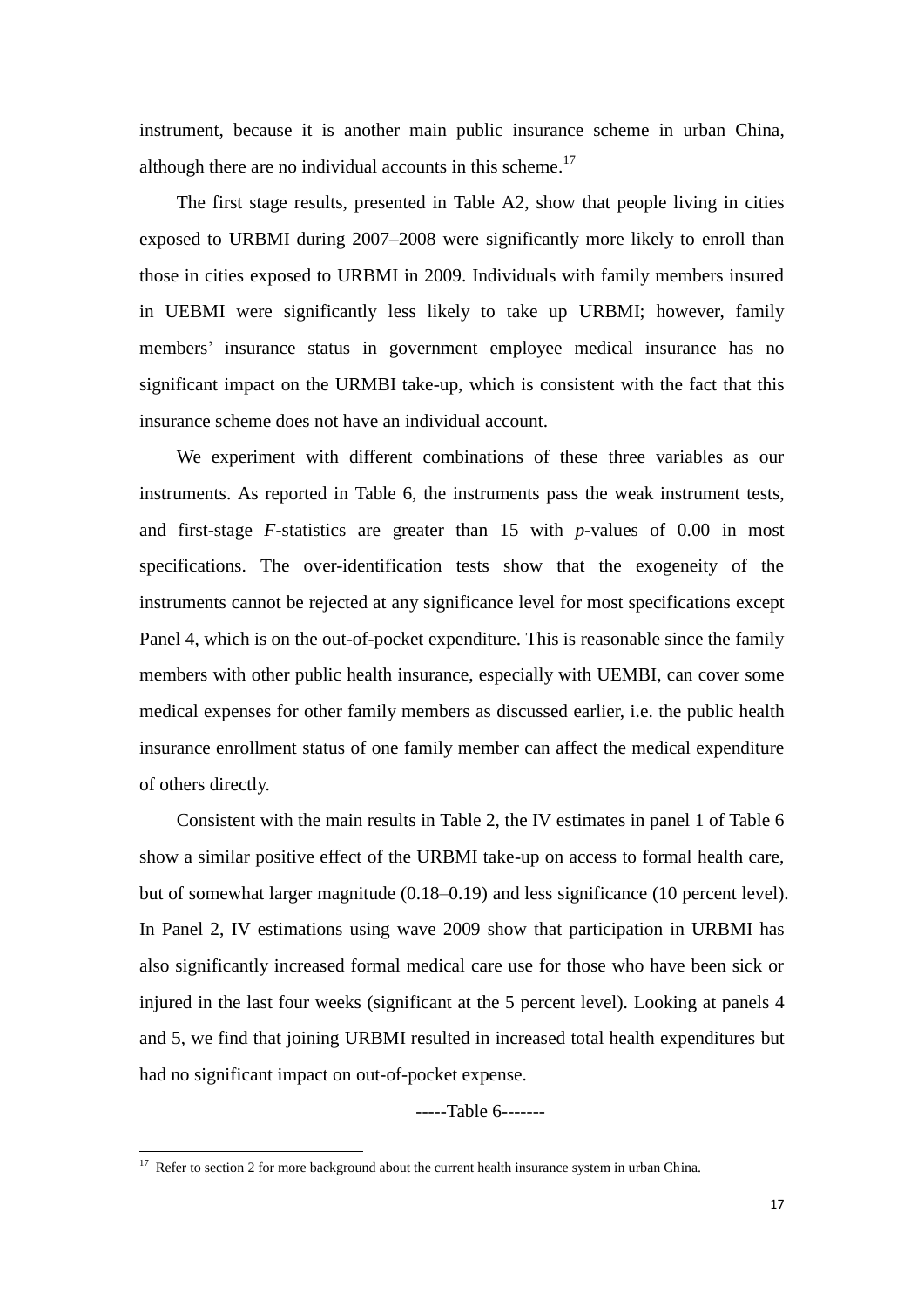instrument, because it is another main public insurance scheme in urban China, although there are no individual accounts in this scheme.[17]

The first stage results, presented in Table A2, show that people living in cities exposed to URBMI during 2007–2008 were significantly more likely to enroll than those in cities exposed to URBMI in 2009. Individuals with family members insured in UEBMI were significantly less likely to take up URBMI; however, family members' insurance status in government employee medical insurance has no significant impact on the URMBI take-up, which is consistent with the fact that this insurance scheme does not have an individual account.

We experiment with different combinations of these three variables as our instruments. As reported in Table 6, the instruments pass the weak instrument tests, and first-stage *F*-statistics are greater than 15 with *p*-values of 0.00 in most specifications. The over-identification tests show that the exogeneity of the instruments cannot be rejected at any significance level for most specifications except Panel 4, which is on the out-of-pocket expenditure. This is reasonable since the family members with other public health insurance, especially with UEMBI, can cover some medical expenses for other family members as discussed earlier, i.e. the public health insurance enrollment status of one family member can affect the medical expenditure of others directly.

Consistent with the main results in Table 2, the IV estimates in panel 1 of Table 6 show a similar positive effect of the URBMI take-up on access to formal health care, but of somewhat larger magnitude (0.18–0.19) and less significance (10 percent level). In Panel 2, IV estimations using wave 2009 show that participation in URBMI has also significantly increased formal medical care use for those who have been sick or injured in the last four weeks (significant at the 5 percent level). Looking at panels 4 and 5, we find that joining URBMI resulted in increased total health expenditures but had no significant impact on out-of-pocket expense.

-----Table 6-------

[17] Refer to section 2 for more background about the current health insurance system in urban China.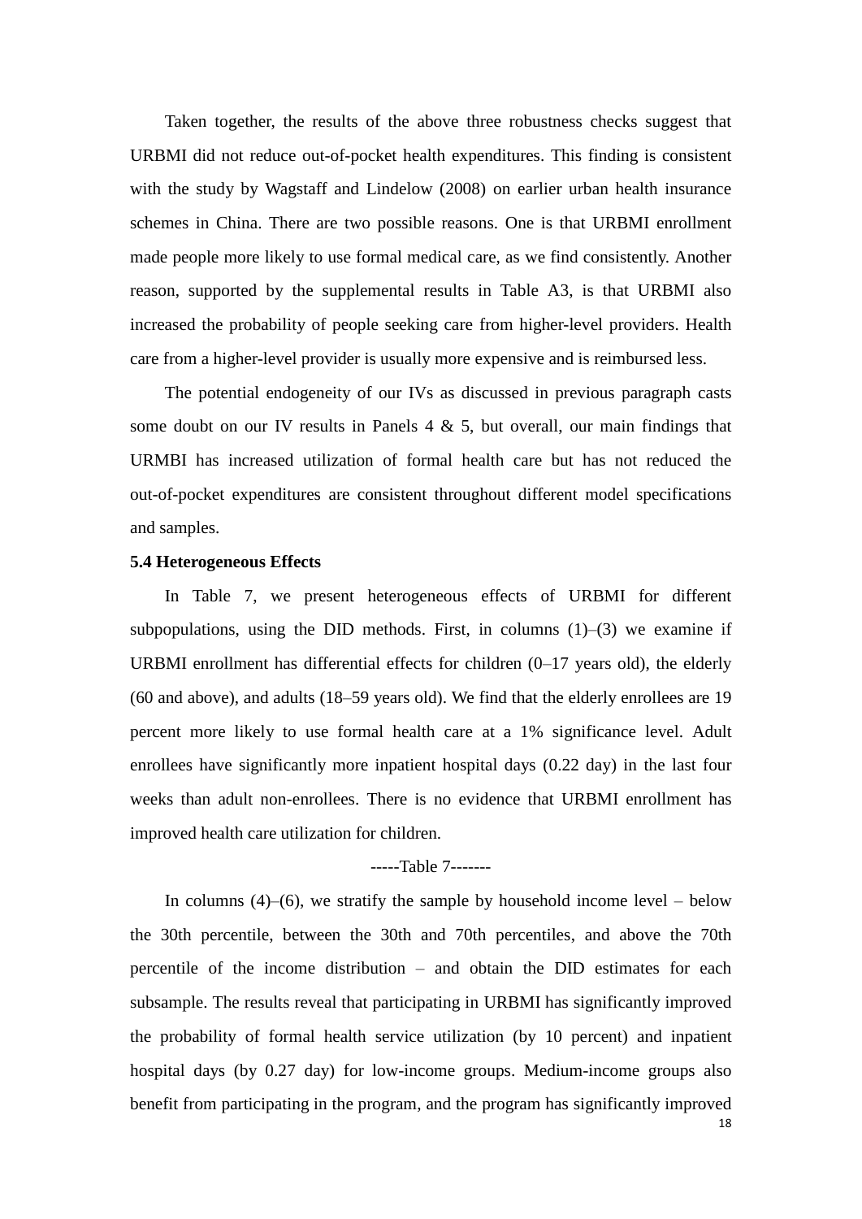Taken together, the results of the above three robustness checks suggest that URBMI did not reduce out-of-pocket health expenditures. This finding is consistent with the study by Wagstaff and Lindelow (2008) on earlier urban health insurance schemes in China. There are two possible reasons. One is that URBMI enrollment made people more likely to use formal medical care, as we find consistently. Another reason, supported by the supplemental results in Table A3, is that URBMI also increased the probability of people seeking care from higher-level providers. Health care from a higher-level provider is usually more expensive and is reimbursed less.

The potential endogeneity of our IVs as discussed in previous paragraph casts some doubt on our IV results in Panels 4 & 5, but overall, our main findings that URMBI has increased utilization of formal health care but has not reduced the out-of-pocket expenditures are consistent throughout different model specifications and samples.

**5.4 Heterogeneous Effects**

In Table 7, we present heterogeneous effects of URBMI for different subpopulations, using the DID methods. First, in columns (1)–(3) we examine if URBMI enrollment has differential effects for children (0–17 years old), the elderly (60 and above), and adults (18–59 years old). We find that the elderly enrollees are 19 percent more likely to use formal health care at a 1% significance level. Adult enrollees have significantly more inpatient hospital days (0.22 day) in the last four weeks than adult non-enrollees. There is no evidence that URBMI enrollment has improved health care utilization for children.

-----Table 7-------

In columns (4)–(6), we stratify the sample by household income level – below the 30th percentile, between the 30th and 70th percentiles, and above the 70th percentile of the income distribution – and obtain the DID estimates for each subsample. The results reveal that participating in URBMI has significantly improved the probability of formal health service utilization (by 10 percent) and inpatient hospital days (by 0.27 day) for low-income groups. Medium-income groups also benefit from participating in the program, and the program has significantly improved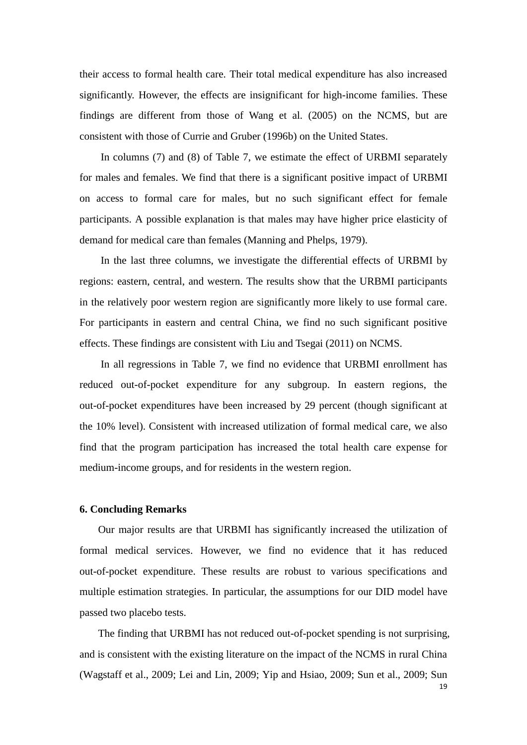their access to formal health care. Their total medical expenditure has also increased significantly. However, the effects are insignificant for high-income families. These findings are different from those of Wang et al. (2005) on the NCMS, but are consistent with those of Currie and Gruber (1996b) on the United States.

In columns (7) and (8) of Table 7, we estimate the effect of URBMI separately for males and females. We find that there is a significant positive impact of URBMI on access to formal care for males, but no such significant effect for female participants. A possible explanation is that males may have higher price elasticity of demand for medical care than females (Manning and Phelps, 1979).

In the last three columns, we investigate the differential effects of URBMI by regions: eastern, central, and western. The results show that the URBMI participants in the relatively poor western region are significantly more likely to use formal care. For participants in eastern and central China, we find no such significant positive effects. These findings are consistent with Liu and Tsegai (2011) on NCMS.

In all regressions in Table 7, we find no evidence that URBMI enrollment has reduced out-of-pocket expenditure for any subgroup. In eastern regions, the out-of-pocket expenditures have been increased by 29 percent (though significant at the 10% level). Consistent with increased utilization of formal medical care, we also find that the program participation has increased the total health care expense for medium-income groups, and for residents in the western region.

## 6. Concluding Remarks

Our major results are that URBMI has significantly increased the utilization of formal medical services. However, we find no evidence that it has reduced out-of-pocket expenditure. These results are robust to various specifications and multiple estimation strategies. In particular, the assumptions for our DID model have passed two placebo tests.

The finding that URBMI has not reduced out-of-pocket spending is not surprising, and is consistent with the existing literature on the impact of the NCMS in rural China (Wagstaff et al., 2009; Lei and Lin, 2009; Yip and Hsiao, 2009; Sun et al., 2009; Sun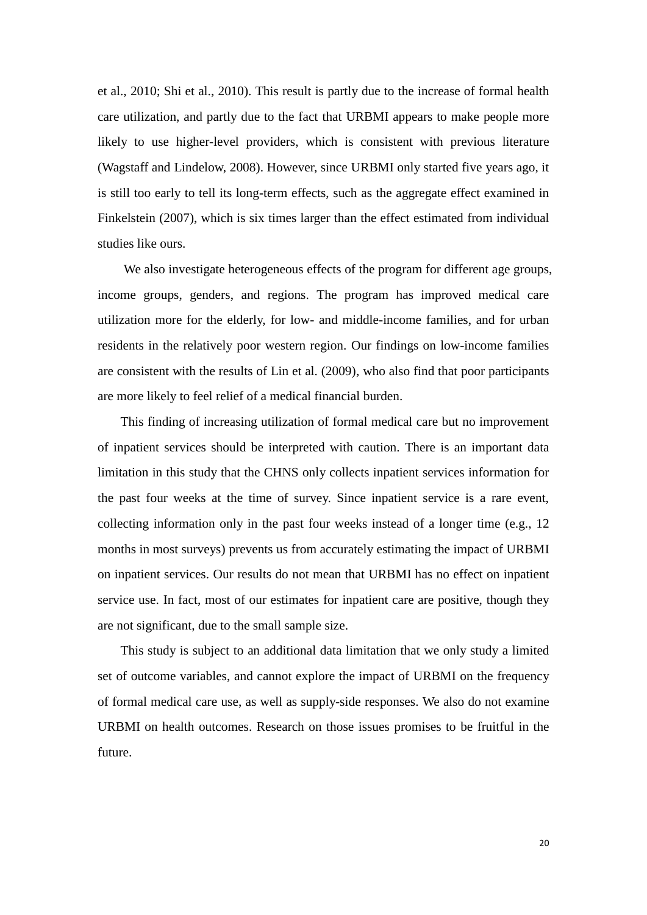et al., 2010; Shi et al., 2010). This result is partly due to the increase of formal health care utilization, and partly due to the fact that URBMI appears to make people more likely to use higher-level providers, which is consistent with previous literature (Wagstaff and Lindelow, 2008). However, since URBMI only started five years ago, it is still too early to tell its long-term effects, such as the aggregate effect examined in Finkelstein (2007), which is six times larger than the effect estimated from individual studies like ours.

We also investigate heterogeneous effects of the program for different age groups, income groups, genders, and regions. The program has improved medical care utilization more for the elderly, for low- and middle-income families, and for urban residents in the relatively poor western region. Our findings on low-income families are consistent with the results of Lin et al. (2009), who also find that poor participants are more likely to feel relief of a medical financial burden.

This finding of increasing utilization of formal medical care but no improvement of inpatient services should be interpreted with caution. There is an important data limitation in this study that the CHNS only collects inpatient services information for the past four weeks at the time of survey. Since inpatient service is a rare event, collecting information only in the past four weeks instead of a longer time (e.g., 12 months in most surveys) prevents us from accurately estimating the impact of URBMI on inpatient services. Our results do not mean that URBMI has no effect on inpatient service use. In fact, most of our estimates for inpatient care are positive, though they are not significant, due to the small sample size.

This study is subject to an additional data limitation that we only study a limited set of outcome variables, and cannot explore the impact of URBMI on the frequency of formal medical care use, as well as supply-side responses. We also do not examine URBMI on health outcomes. Research on those issues promises to be fruitful in the future.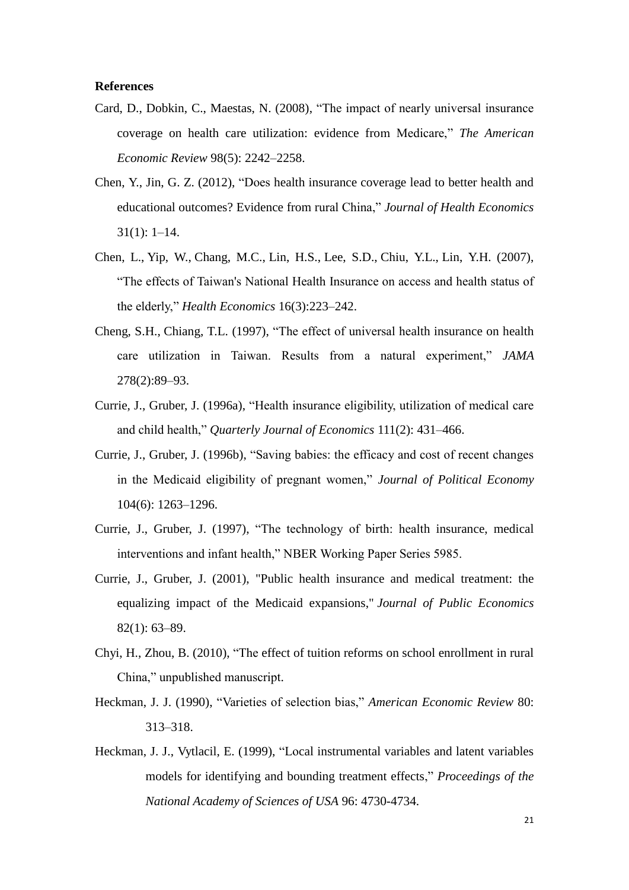**References**

Card, D., Dobkin, C., Maestas, N. (2008), "The impact of nearly universal insurance coverage on health care utilization: evidence from Medicare," *The American Economic Review* 98(5): 2242–2258.

Chen, Y., Jin, G. Z. (2012), "Does health insurance coverage lead to better health and educational outcomes? Evidence from rural China," *Journal of Health Economics* 31(1): 1–14.

Chen, L., Yip, W., Chang, M.C., Lin, H.S., Lee, S.D., Chiu, Y.L., Lin, Y.H. (2007), "The effects of Taiwan's National Health Insurance on access and health status of the elderly," *Health Economics* 16(3):223–242.

Cheng, S.H., Chiang, T.L. (1997), "The effect of universal health insurance on health care utilization in Taiwan. Results from a natural experiment," *JAMA* 278(2):89–93.

Currie, J., Gruber, J. (1996a), "Health insurance eligibility, utilization of medical care and child health," *Quarterly Journal of Economics* 111(2): 431–466.

Currie, J., Gruber, J. (1996b), "Saving babies: the efficacy and cost of recent changes in the Medicaid eligibility of pregnant women," *Journal of Political Economy* 104(6): 1263–1296.

Currie, J., Gruber, J. (1997), "The technology of birth: health insurance, medical interventions and infant health," NBER Working Paper Series 5985.

Currie, J., Gruber, J. (2001), "Public health insurance and medical treatment: the equalizing impact of the Medicaid expansions," *Journal of Public Economics* 82(1): 63–89.

Chyi, H., Zhou, B. (2010), "The effect of tuition reforms on school enrollment in rural China," unpublished manuscript.

Heckman, J. J. (1990), "Varieties of selection bias," *American Economic Review* 80: 313–318.

Heckman, J. J., Vytlacil, E. (1999), "Local instrumental variables and latent variables models for identifying and bounding treatment effects," *Proceedings of the National Academy of Sciences of USA* 96: 4730-4734.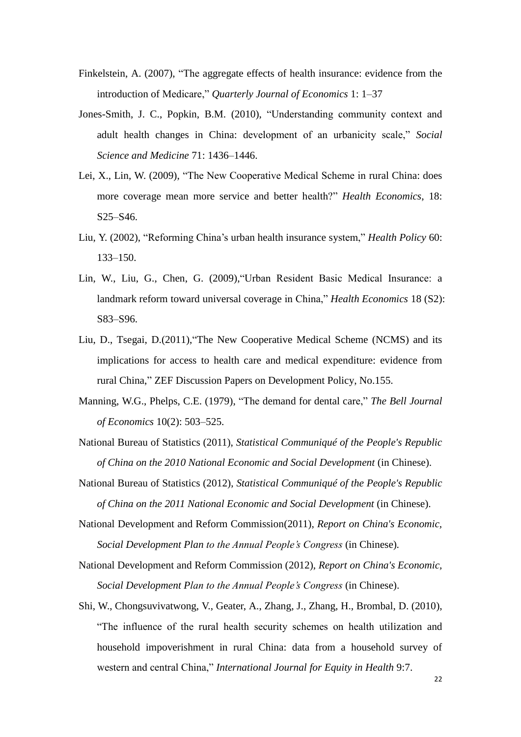Finkelstein, A. (2007), "The aggregate effects of health insurance: evidence from the introduction of Medicare," *Quarterly Journal of Economics* 1: 1–37

Jones-Smith, J. C., Popkin, B.M. (2010), "Understanding community context and adult health changes in China: development of an urbanicity scale," *Social Science and Medicine* 71: 1436–1446.

Lei, X., Lin, W. (2009), "The New Cooperative Medical Scheme in rural China: does more coverage mean more service and better health?" *Health Economics*, 18: S25–S46.

Liu, Y. (2002), "Reforming China's urban health insurance system," *Health Policy* 60: 133–150.

Lin, W., Liu, G., Chen, G. (2009),"Urban Resident Basic Medical Insurance: a landmark reform toward universal coverage in China," *Health Economics* 18 (S2): S83–S96.

Liu, D., Tsegai, D.(2011),"The New Cooperative Medical Scheme (NCMS) and its implications for access to health care and medical expenditure: evidence from rural China," ZEF Discussion Papers on Development Policy, No.155.

Manning, W.G., Phelps, C.E. (1979), "The demand for dental care," *The Bell Journal of Economics* 10(2): 503–525.

National Bureau of Statistics (2011), *Statistical Communiqué of the People's Republic of China on the 2010 National Economic and Social Development* (in Chinese).

National Bureau of Statistics (2012), *Statistical Communiqué of the People's Republic of China on the 2011 National Economic and Social Development* (in Chinese).

National Development and Reform Commission(2011), *Report on China's Economic, Social Development Plan to the Annual People's Congress* (in Chinese).

National Development and Reform Commission (2012), *Report on China's Economic, Social Development Plan to the Annual People's Congress* (in Chinese).

Shi, W., Chongsuvivatwong, V., Geater, A., Zhang, J., Zhang, H., Brombal, D. (2010), "The influence of the rural health security schemes on health utilization and household impoverishment in rural China: data from a household survey of western and central China," *International Journal for Equity in Health* 9:7.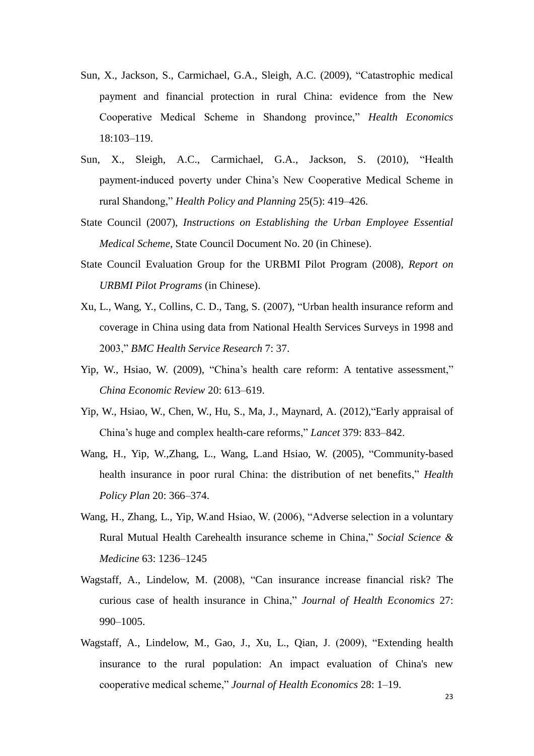Sun, X., Jackson, S., Carmichael, G.A., Sleigh, A.C. (2009), "Catastrophic medical payment and financial protection in rural China: evidence from the New Cooperative Medical Scheme in Shandong province," *Health Economics* 18:103–119.

Sun, X., Sleigh, A.C., Carmichael, G.A., Jackson, S. (2010), "Health payment-induced poverty under China's New Cooperative Medical Scheme in rural Shandong," *Health Policy and Planning* 25(5): 419–426.

State Council (2007), *Instructions on Establishing the Urban Employee Essential Medical Scheme*, State Council Document No. 20 (in Chinese).

State Council Evaluation Group for the URBMI Pilot Program (2008), *Report on URBMI Pilot Programs* (in Chinese).

Xu, L., Wang, Y., Collins, C. D., Tang, S. (2007), "Urban health insurance reform and coverage in China using data from National Health Services Surveys in 1998 and 2003," *BMC Health Service Research* 7: 37.

Yip, W., Hsiao, W. (2009), "China's health care reform: A tentative assessment," *China Economic Review* 20: 613–619.

Yip, W., Hsiao, W., Chen, W., Hu, S., Ma, J., Maynard, A. (2012),"Early appraisal of China's huge and complex health-care reforms," *Lancet* 379: 833–842.

Wang, H., Yip, W.,Zhang, L., Wang, L.and Hsiao, W. (2005), "Community-based health insurance in poor rural China: the distribution of net benefits," *Health Policy Plan* 20: 366–374.

Wang, H., Zhang, L., Yip, W.and Hsiao, W. (2006), "Adverse selection in a voluntary Rural Mutual Health Carehealth insurance scheme in China," *Social Science & Medicine* 63: 1236–1245

Wagstaff, A., Lindelow, M. (2008), "Can insurance increase financial risk? The curious case of health insurance in China," *Journal of Health Economics* 27: 990–1005.

Wagstaff, A., Lindelow, M., Gao, J., Xu, L., Qian, J. (2009), "Extending health insurance to the rural population: An impact evaluation of China's new cooperative medical scheme," *Journal of Health Economics* 28: 1–19.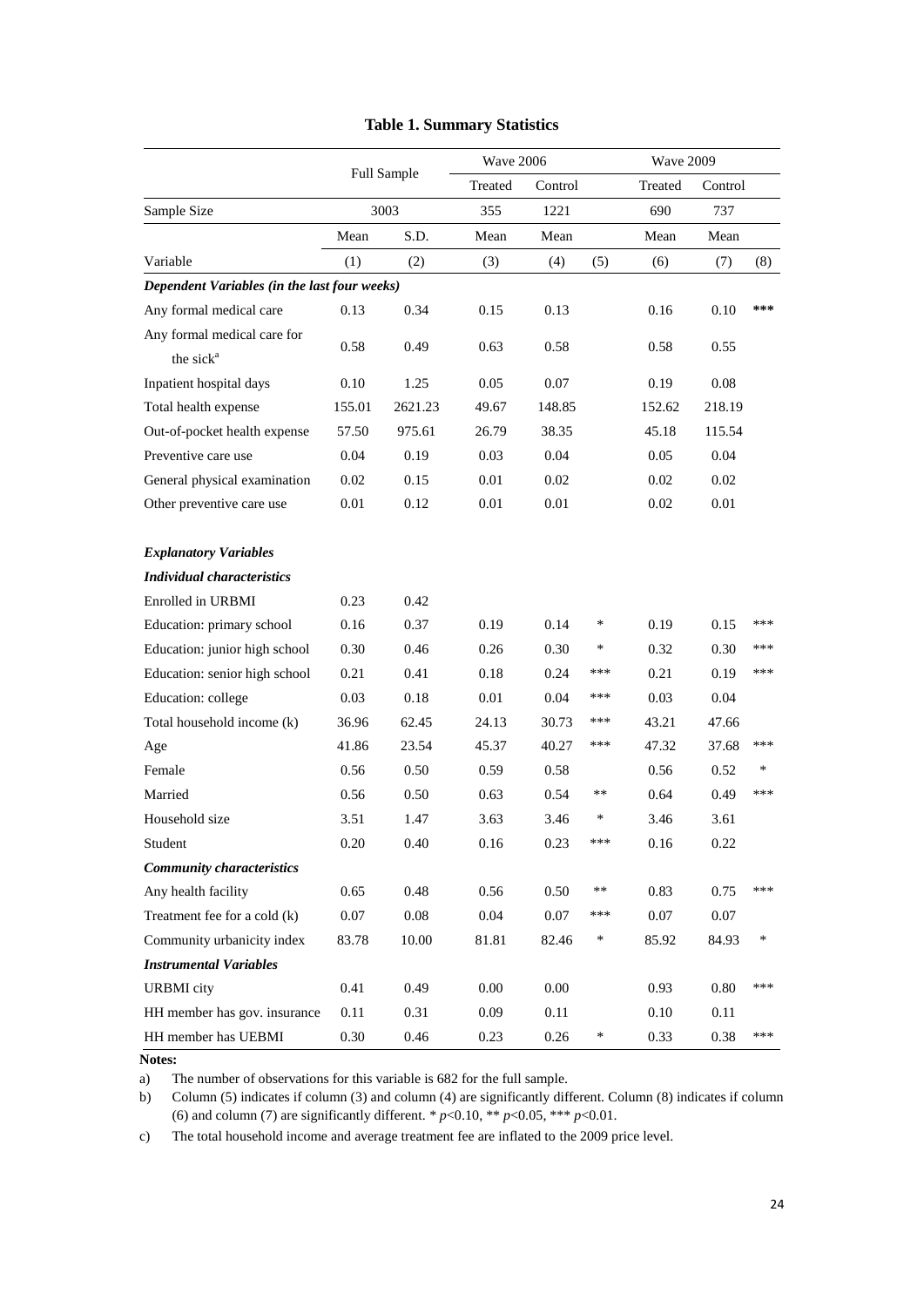**Table 1. Summary Statistics**

| | Full Sample | | Wave 2006 | | | Wave 2009 | | |
|---|---|---|---|---|---|---|---|---|
| | | | Treated | Control | | Treated | Control | |
| Sample Size | 3003 | | 355 | 1221 | | 690 | 737 | |
| | Mean | S.D. | Mean | Mean | | Mean | Mean | |
| Variable | (1) | (2) | (3) | (4) | (5) | (6) | (7) | (8) |
| ***Dependent Variables (in the last four weeks)*** | | | | | | | | |
| Any formal medical care | 0.13 | 0.34 | 0.15 | 0.13 | | 0.16 | 0.10 | *** |
| Any formal medical care for the sick[a] | 0.58 | 0.49 | 0.63 | 0.58 | | 0.58 | 0.55 | |
| Inpatient hospital days | 0.10 | 1.25 | 0.05 | 0.07 | | 0.19 | 0.08 | |
| Total health expense | 155.01 | 2621.23 | 49.67 | 148.85 | | 152.62 | 218.19 | |
| Out-of-pocket health expense | 57.50 | 975.61 | 26.79 | 38.35 | | 45.18 | 115.54 | |
| Preventive care use | 0.04 | 0.19 | 0.03 | 0.04 | | 0.05 | 0.04 | |
| General physical examination | 0.02 | 0.15 | 0.01 | 0.02 | | 0.02 | 0.02 | |
| Other preventive care use | 0.01 | 0.12 | 0.01 | 0.01 | | 0.02 | 0.01 | |
| ***Explanatory Variables*** | | | | | | | | |
| ***Individual characteristics*** | | | | | | | | |
| Enrolled in URBMI | 0.23 | 0.42 | | | | | | |
| Education: primary school | 0.16 | 0.37 | 0.19 | 0.14 | * | 0.19 | 0.15 | *** |
| Education: junior high school | 0.30 | 0.46 | 0.26 | 0.30 | * | 0.32 | 0.30 | *** |
| Education: senior high school | 0.21 | 0.41 | 0.18 | 0.24 | *** | 0.21 | 0.19 | *** |
| Education: college | 0.03 | 0.18 | 0.01 | 0.04 | *** | 0.03 | 0.04 | |
| Total household income (k) | 36.96 | 62.45 | 24.13 | 30.73 | *** | 43.21 | 47.66 | |
| Age | 41.86 | 23.54 | 45.37 | 40.27 | *** | 47.32 | 37.68 | *** |
| Female | 0.56 | 0.50 | 0.59 | 0.58 | | 0.56 | 0.52 | * |
| Married | 0.56 | 0.50 | 0.63 | 0.54 | ** | 0.64 | 0.49 | *** |
| Household size | 3.51 | 1.47 | 3.63 | 3.46 | * | 3.46 | 3.61 | |
| Student | 0.20 | 0.40 | 0.16 | 0.23 | *** | 0.16 | 0.22 | |
| ***Community characteristics*** | | | | | | | | |
| Any health facility | 0.65 | 0.48 | 0.56 | 0.50 | ** | 0.83 | 0.75 | *** |
| Treatment fee for a cold (k) | 0.07 | 0.08 | 0.04 | 0.07 | *** | 0.07 | 0.07 | |
| Community urbanicity index | 83.78 | 10.00 | 81.81 | 82.46 | * | 85.92 | 84.93 | * |
| ***Instrumental Variables*** | | | | | | | | |
| URBMI city | 0.41 | 0.49 | 0.00 | 0.00 | | 0.93 | 0.80 | *** |
| HH member has gov. insurance | 0.11 | 0.31 | 0.09 | 0.11 | | 0.10 | 0.11 | |
| HH member has UEBMI | 0.30 | 0.46 | 0.23 | 0.26 | * | 0.33 | 0.38 | *** |

**Notes:**

a) The number of observations for this variable is 682 for the full sample.

b) Column (5) indicates if column (3) and column (4) are significantly different. Column (8) indicates if column (6) and column (7) are significantly different. * $p<0.10$, ** $p<0.05$, *** $p<0.01$.

c) The total household income and average treatment fee are inflated to the 2009 price level.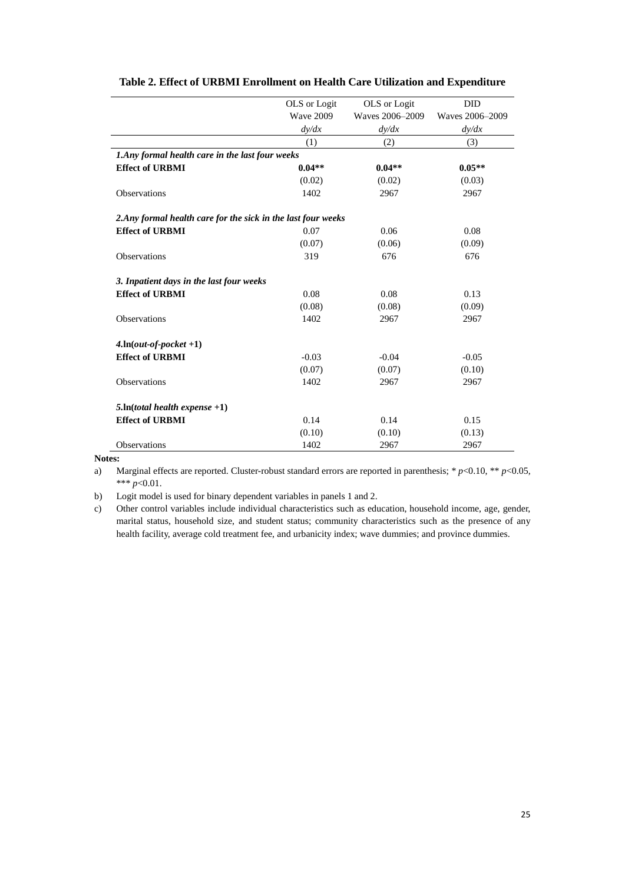**Table 2. Effect of URBMI Enrollment on Health Care Utilization and Expenditure**

| | OLS or Logit<br>Wave 2009<br>*dy/dx* | OLS or Logit<br>Waves 2006–2009<br>*dy/dx* | DID<br>Waves 2006–2009<br>*dy/dx* |
|---|---|---|---|
| | (1) | (2) | (3) |
| ***1.Any formal health care in the last four weeks*** | | | |
| **Effect of URBMI** | **0.04\*\*** | **0.04\*\*** | **0.05\*\*** |
| | (0.02) | (0.02) | (0.03) |
| Observations | 1402 | 2967 | 2967 |
| ***2.Any formal health care for the sick in the last four weeks*** | | | |
| **Effect of URBMI** | 0.07 | 0.06 | 0.08 |
| | (0.07) | (0.06) | (0.09) |
| Observations | 319 | 676 | 676 |
| ***3. Inpatient days in the last four weeks*** | | | |
| **Effect of URBMI** | 0.08 | 0.08 | 0.13 |
| | (0.08) | (0.08) | (0.09) |
| Observations | 1402 | 2967 | 2967 |
| ***4.ln(out-of-pocket +1)*** | | | |
| **Effect of URBMI** | -0.03 | -0.04 | -0.05 |
| | (0.07) | (0.07) | (0.10) |
| Observations | 1402 | 2967 | 2967 |
| ***5.ln(total health expense +1)*** | | | |
| **Effect of URBMI** | 0.14 | 0.14 | 0.15 |
| | (0.10) | (0.10) | (0.13) |
| Observations | 1402 | 2967 | 2967 |

**Notes:**

a) Marginal effects are reported. Cluster-robust standard errors are reported in parenthesis; * $p<0.10$, ** $p<0.05$, *** $p<0.01$.

b) Logit model is used for binary dependent variables in panels 1 and 2.

c) Other control variables include individual characteristics such as education, household income, age, gender, marital status, household size, and student status; community characteristics such as the presence of any health facility, average cold treatment fee, and urbanicity index; wave dummies; and province dummies.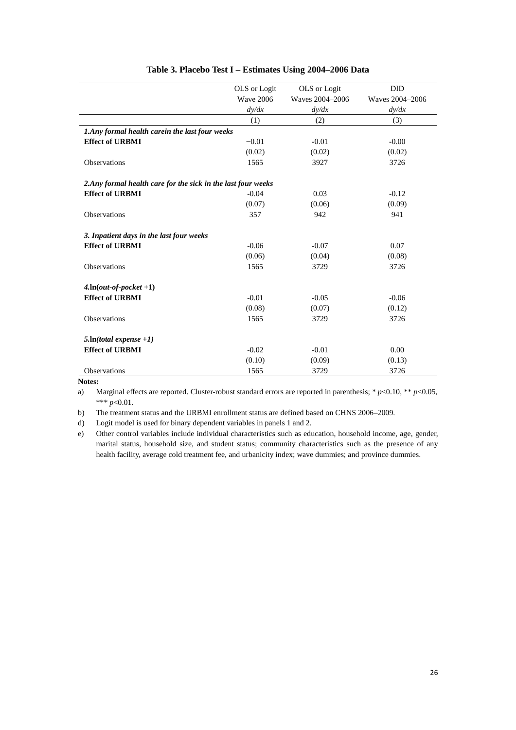**Table 3. Placebo Test I – Estimates Using 2004–2006 Data**

| | OLS or Logit<br>Wave 2006<br>*dy/dx* | OLS or Logit<br>Waves 2004–2006<br>*dy/dx* | DID<br>Waves 2004–2006<br>*dy/dx* |
|---|---|---|---|
| | (1) | (2) | (3) |
| ***1.Any formal health carein the last four weeks*** | | | |
| **Effect of URBMI** | −0.01 | -0.01 | -0.00 |
| | (0.02) | (0.02) | (0.02) |
| Observations | 1565 | 3927 | 3726 |
| ***2.Any formal health care for the sick in the last four weeks*** | | | |
| **Effect of URBMI** | -0.04 | 0.03 | -0.12 |
| | (0.07) | (0.06) | (0.09) |
| Observations | 357 | 942 | 941 |
| ***3. Inpatient days in the last four weeks*** | | | |
| **Effect of URBMI** | -0.06 | -0.07 | 0.07 |
| | (0.06) | (0.04) | (0.08) |
| Observations | 1565 | 3729 | 3726 |
| ***4.*****ln(*****out-of-pocket*** **+1)** | | | |
| **Effect of URBMI** | -0.01 | -0.05 | -0.06 |
| | (0.08) | (0.07) | (0.12) |
| Observations | 1565 | 3729 | 3726 |
| ***5.*****ln*****(total expense +1)*** | | | |
| **Effect of URBMI** | -0.02 | -0.01 | 0.00 |
| | (0.10) | (0.09) | (0.13) |
| Observations | 1565 | 3729 | 3726 |

**Notes:**

a) Marginal effects are reported. Cluster-robust standard errors are reported in parenthesis; * $p$<0.10, ** $p$<0.05, *** $p$<0.01.

b) The treatment status and the URBMI enrollment status are defined based on CHNS 2006–2009.

d) Logit model is used for binary dependent variables in panels 1 and 2.

e) Other control variables include individual characteristics such as education, household income, age, gender, marital status, household size, and student status; community characteristics such as the presence of any health facility, average cold treatment fee, and urbanicity index; wave dummies; and province dummies.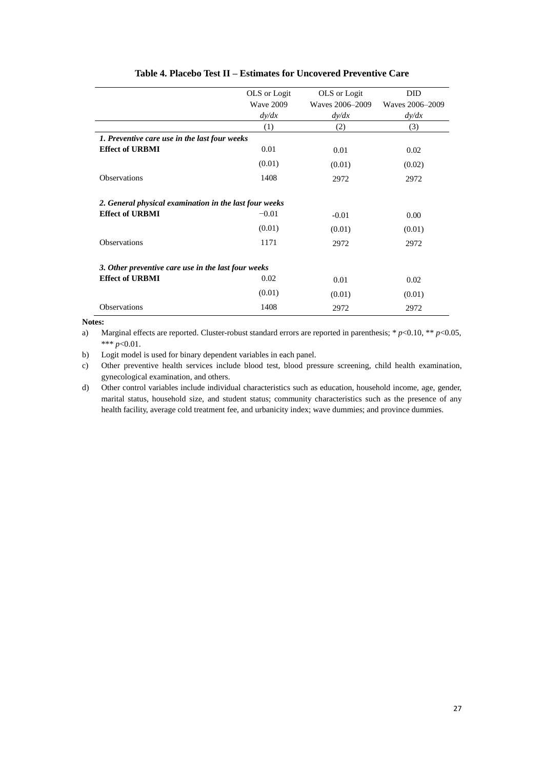**Table 4. Placebo Test II – Estimates for Uncovered Preventive Care**

| | OLS or Logit<br>Wave 2009<br>*dy/dx* | OLS or Logit<br>Waves 2006–2009<br>*dy/dx* | DID<br>Waves 2006–2009<br>*dy/dx* |
|---|---|---|---|
| | (1) | (2) | (3) |
| ***1. Preventive care use in the last four weeks*** | | | |
| **Effect of URBMI** | 0.01 | 0.01 | 0.02 |
| | (0.01) | (0.01) | (0.02) |
| Observations | 1408 | 2972 | 2972 |
| ***2. General physical examination in the last four weeks*** | | | |
| **Effect of URBMI** | −0.01 | -0.01 | 0.00 |
| | (0.01) | (0.01) | (0.01) |
| Observations | 1171 | 2972 | 2972 |
| ***3. Other preventive care use in the last four weeks*** | | | |
| **Effect of URBMI** | 0.02 | 0.01 | 0.02 |
| | (0.01) | (0.01) | (0.01) |
| Observations | 1408 | 2972 | 2972 |

**Notes:**

a) Marginal effects are reported. Cluster-robust standard errors are reported in parenthesis; * $p$<0.10, ** $p$<0.05, *** $p$<0.01.

b) Logit model is used for binary dependent variables in each panel.

c) Other preventive health services include blood test, blood pressure screening, child health examination, gynecological examination, and others.

d) Other control variables include individual characteristics such as education, household income, age, gender, marital status, household size, and student status; community characteristics such as the presence of any health facility, average cold treatment fee, and urbanicity index; wave dummies; and province dummies.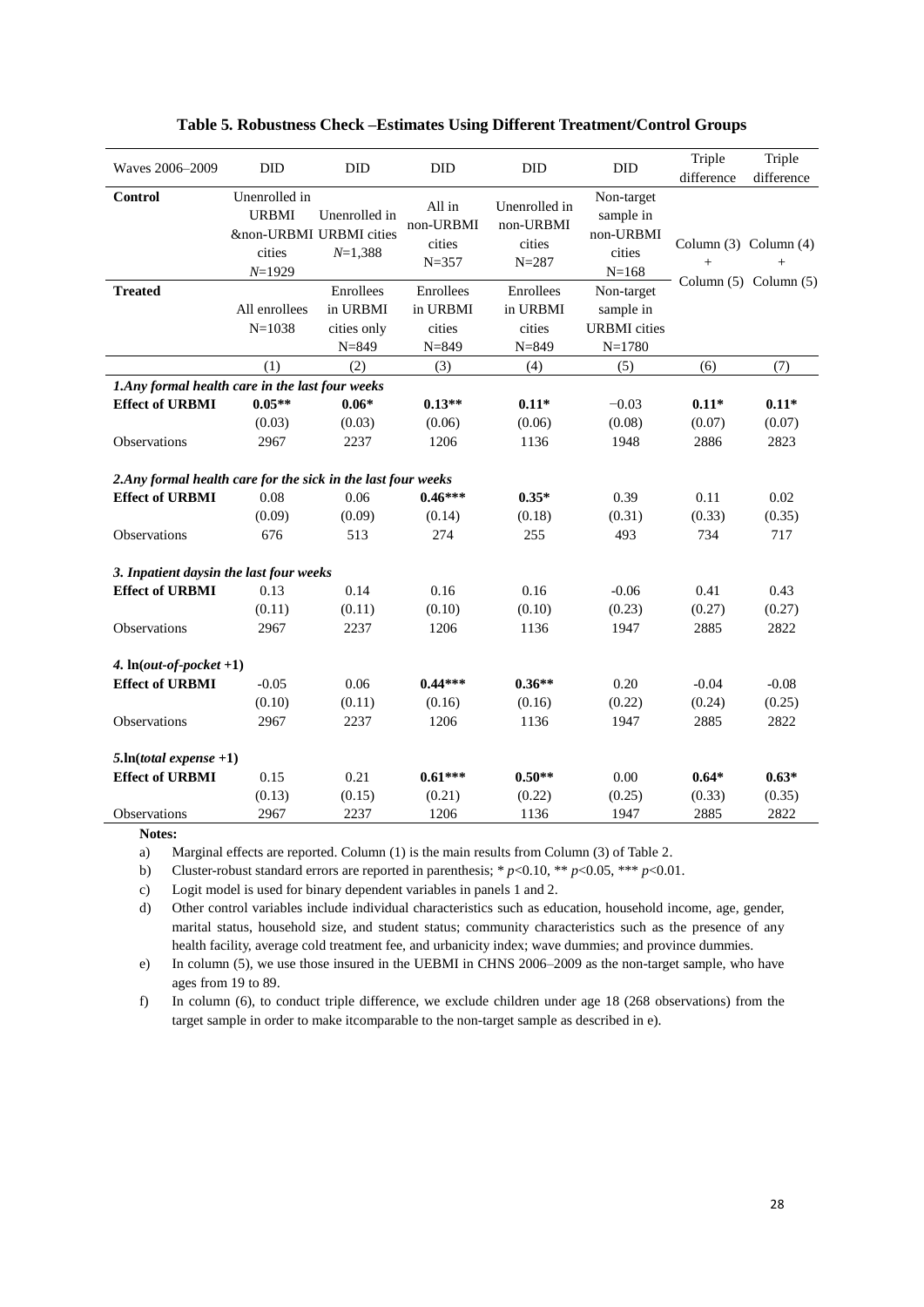**Table 5. Robustness Check –Estimates Using Different Treatment/Control Groups**

| Waves 2006–2009 | DID | DID | DID | DID | DID | Triple difference | Triple difference |
|---|---|---|---|---|---|---|---|
| **Control** | Unenrolled in URBMI &non-URBMI cities $N$=1929 | Unenrolled in URBMI cities $N$=1,388 | All in non-URBMI cities N=357 | Unenrolled in non-URBMI cities N=287 | Non-target sample in non-URBMI cities N=168 | Column (3) + Column (5) | Column (4) + Column (5) |
| **Treated** | All enrollees N=1038 | Enrollees in URBMI cities only N=849 | Enrollees in URBMI cities N=849 | Enrollees in URBMI cities N=849 | Non-target sample in URBMI cities N=1780 | | |
| | (1) | (2) | (3) | (4) | (5) | (6) | (7) |
| ***1.Any formal health care in the last four weeks*** | | | | | | | |
| **Effect of URBMI** | **0.05\*\*** | **0.06\*** | **0.13\*\*** | **0.11\*** | −0.03 | **0.11\*** | **0.11\*** |
| | (0.03) | (0.03) | (0.06) | (0.06) | (0.08) | (0.07) | (0.07) |
| Observations | 2967 | 2237 | 1206 | 1136 | 1948 | 2886 | 2823 |
| ***2.Any formal health care for the sick in the last four weeks*** | | | | | | | |
| **Effect of URBMI** | 0.08 | 0.06 | **0.46\*\*\*** | **0.35\*** | 0.39 | 0.11 | 0.02 |
| | (0.09) | (0.09) | (0.14) | (0.18) | (0.31) | (0.33) | (0.35) |
| Observations | 676 | 513 | 274 | 255 | 493 | 734 | 717 |
| ***3. Inpatient daysin the last four weeks*** | | | | | | | |
| **Effect of URBMI** | 0.13 | 0.14 | 0.16 | 0.16 | -0.06 | 0.41 | 0.43 |
| | (0.11) | (0.11) | (0.10) | (0.10) | (0.23) | (0.27) | (0.27) |
| Observations | 2967 | 2237 | 1206 | 1136 | 1947 | 2885 | 2822 |
| ***4.* ln(*out-of-pocket* +1)** | | | | | | | |
| **Effect of URBMI** | -0.05 | 0.06 | **0.44\*\*\*** | **0.36\*\*** | 0.20 | -0.04 | -0.08 |
| | (0.10) | (0.11) | (0.16) | (0.16) | (0.22) | (0.24) | (0.25) |
| Observations | 2967 | 2237 | 1206 | 1136 | 1947 | 2885 | 2822 |
| **5.ln(*total expense* +1)** | | | | | | | |
| **Effect of URBMI** | 0.15 | 0.21 | **0.61\*\*\*** | **0.50\*\*** | 0.00 | **0.64\*** | **0.63\*** |
| | (0.13) | (0.15) | (0.21) | (0.22) | (0.25) | (0.33) | (0.35) |
| Observations | 2967 | 2237 | 1206 | 1136 | 1947 | 2885 | 2822 |

**Notes:**

a) Marginal effects are reported. Column (1) is the main results from Column (3) of Table 2.

b) Cluster-robust standard errors are reported in parenthesis; * $p$<0.10, ** $p$<0.05, *** $p$<0.01.

c) Logit model is used for binary dependent variables in panels 1 and 2.

d) Other control variables include individual characteristics such as education, household income, age, gender, marital status, household size, and student status; community characteristics such as the presence of any health facility, average cold treatment fee, and urbanicity index; wave dummies; and province dummies.

e) In column (5), we use those insured in the UEBMI in CHNS 2006–2009 as the non-target sample, who have ages from 19 to 89.

f) In column (6), to conduct triple difference, we exclude children under age 18 (268 observations) from the target sample in order to make itcomparable to the non-target sample as described in e).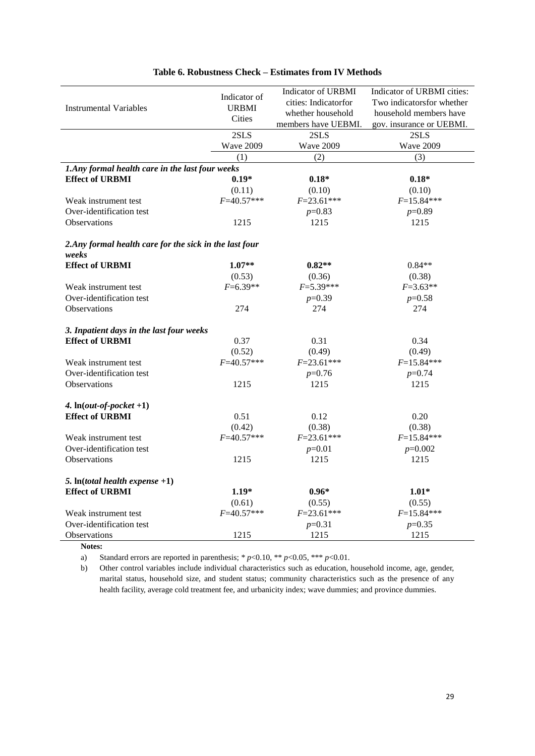**Table 6. Robustness Check – Estimates from IV Methods**

| Instrumental Variables | Indicator of URBMI Cities | Indicator of URBMI cities: Indicatorfor whether household members have UEBMI. | Indicator of URBMI cities: Two indicatorsfor whether household members have gov. insurance or UEBMI. |
|---|---|---|---|
| | 2SLS Wave 2009 | 2SLS Wave 2009 | 2SLS Wave 2009 |
| | (1) | (2) | (3) |
| ***1.Any formal health care in the last four weeks*** | | | |
| **Effect of URBMI** | **0.19*** | **0.18*** | **0.18*** |
| | (0.11) | (0.10) | (0.10) |
| Weak instrument test | *F*=40.57*** | *F*=23.61*** | *F*=15.84*** |
| Over-identification test | | *p*=0.83 | *p*=0.89 |
| Observations | 1215 | 1215 | 1215 |
| ***2.Any formal health care for the sick in the last four weeks*** | | | |
| **Effect of URBMI** | **1.07**** | **0.82**** | 0.84** |
| | (0.53) | (0.36) | (0.38) |
| Weak instrument test | *F*=6.39** | *F*=5.39*** | *F*=3.63** |
| Over-identification test | | *p*=0.39 | *p*=0.58 |
| Observations | 274 | 274 | 274 |
| ***3. Inpatient days in the last four weeks*** | | | |
| **Effect of URBMI** | 0.37 | 0.31 | 0.34 |
| | (0.52) | (0.49) | (0.49) |
| Weak instrument test | *F*=40.57*** | *F*=23.61*** | *F*=15.84*** |
| Over-identification test | | *p*=0.76 | *p*=0.74 |
| Observations | 1215 | 1215 | 1215 |
| ***4.* ln(*out-of-pocket* +1)** | | | |
| **Effect of URBMI** | 0.51 | 0.12 | 0.20 |
| | (0.42) | (0.38) | (0.38) |
| Weak instrument test | *F*=40.57*** | *F*=23.61*** | *F*=15.84*** |
| Over-identification test | | *p*=0.01 | *p*=0.002 |
| Observations | 1215 | 1215 | 1215 |
| ***5.* ln(*total health expense* +1)** | | | |
| **Effect of URBMI** | **1.19*** | **0.96*** | **1.01*** |
| | (0.61) | (0.55) | (0.55) |
| Weak instrument test | *F*=40.57*** | *F*=23.61*** | *F*=15.84*** |
| Over-identification test | | *p*=0.31 | *p*=0.35 |
| Observations | 1215 | 1215 | 1215 |

**Notes:**

a) Standard errors are reported in parenthesis; * $p$<0.10, ** $p$<0.05, *** $p$<0.01.

b) Other control variables include individual characteristics such as education, household income, age, gender, marital status, household size, and student status; community characteristics such as the presence of any health facility, average cold treatment fee, and urbanicity index; wave dummies; and province dummies.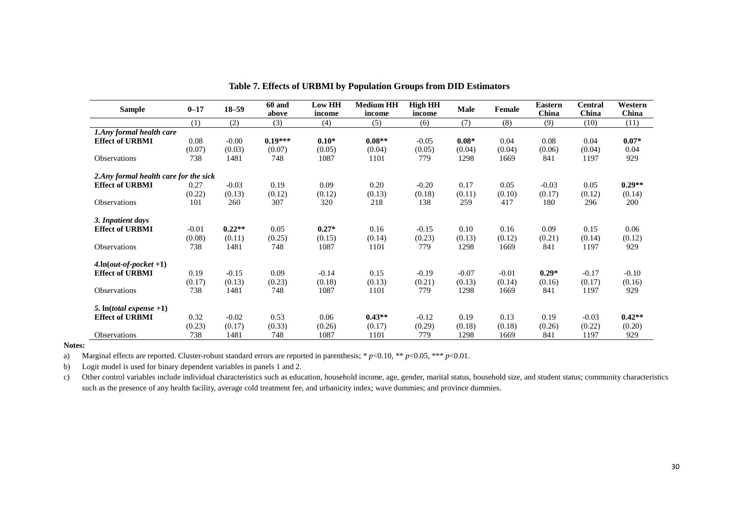**Table 7. Effects of URBMI by Population Groups from DID Estimators**

| Sample | 0–17 | 18–59 | 60 and above | Low HH income | Medium HH income | High HH income | Male | Female | Eastern China | Central China | Western China |
|---|---|---|---|---|---|---|---|---|---|---|---|
| | (1) | (2) | (3) | (4) | (5) | (6) | (7) | (8) | (9) | (10) | (11) |
| ***1.Any formal health care*** | | | | | | | | | | | |
| **Effect of URBMI** | 0.08 | -0.00 | **0.19\*\*\*** | **0.10\*** | **0.08\*\*** | -0.05 | **0.08\*** | 0.04 | 0.08 | 0.04 | **0.07\*** |
| | (0.07) | (0.03) | (0.07) | (0.05) | (0.04) | (0.05) | (0.04) | (0.04) | (0.06) | (0.04) | 0.04 |
| Observations | 738 | 1481 | 748 | 1087 | 1101 | 779 | 1298 | 1669 | 841 | 1197 | 929 |
| ***2.Any formal health care for the sick*** | | | | | | | | | | | |
| **Effect of URBMI** | 0.27 | -0.03 | 0.19 | 0.09 | 0.20 | -0.20 | 0.17 | 0.05 | -0.03 | 0.05 | **0.29\*\*** |
| | (0.22) | (0.13) | (0.12) | (0.12) | (0.13) | (0.18) | (0.11) | (0.10) | (0.17) | (0.12) | (0.14) |
| Observations | 101 | 260 | 307 | 320 | 218 | 138 | 259 | 417 | 180 | 296 | 200 |
| ***3. Inpatient days*** | | | | | | | | | | | |
| **Effect of URBMI** | -0.01 | **0.22\*\*** | 0.05 | **0.27\*** | 0.16 | -0.15 | 0.10 | 0.16 | 0.09 | 0.15 | 0.06 |
| | (0.08) | (0.11) | (0.25) | (0.15) | (0.14) | (0.23) | (0.13) | (0.12) | (0.21) | (0.14) | (0.12) |
| Observations | 738 | 1481 | 748 | 1087 | 1101 | 779 | 1298 | 1669 | 841 | 1197 | 929 |
| ***4.ln(out-of-pocket +1)*** | | | | | | | | | | | |
| **Effect of URBMI** | 0.19 | -0.15 | 0.09 | -0.14 | 0.15 | -0.19 | -0.07 | -0.01 | **0.29\*** | -0.17 | -0.10 |
| | (0.17) | (0.13) | (0.23) | (0.18) | (0.13) | (0.21) | (0.13) | (0.14) | (0.16) | (0.17) | (0.16) |
| Observations | 738 | 1481 | 748 | 1087 | 1101 | 779 | 1298 | 1669 | 841 | 1197 | 929 |
| ***5. ln(total expense +1)*** | | | | | | | | | | | |
| **Effect of URBMI** | 0.32 | -0.02 | 0.53 | 0.06 | **0.43\*\*** | -0.12 | 0.19 | 0.13 | 0.19 | -0.03 | **0.42\*\*** |
| | (0.23) | (0.17) | (0.33) | (0.26) | (0.17) | (0.29) | (0.18) | (0.18) | (0.26) | (0.22) | (0.20) |
| Observations | 738 | 1481 | 748 | 1087 | 1101 | 779 | 1298 | 1669 | 841 | 1197 | 929 |

**Notes:**

a) Marginal effects are reported. Cluster-robust standard errors are reported in parenthesis; * $p<0.10$, ** $p<0.05$, *** $p<0.01$.

b) Logit model is used for binary dependent variables in panels 1 and 2.

c) Other control variables include individual characteristics such as education, household income, age, gender, marital status, household size, and student status; community characteristics such as the presence of any health facility, average cold treatment fee, and urbanicity index; wave dummies; and province dummies.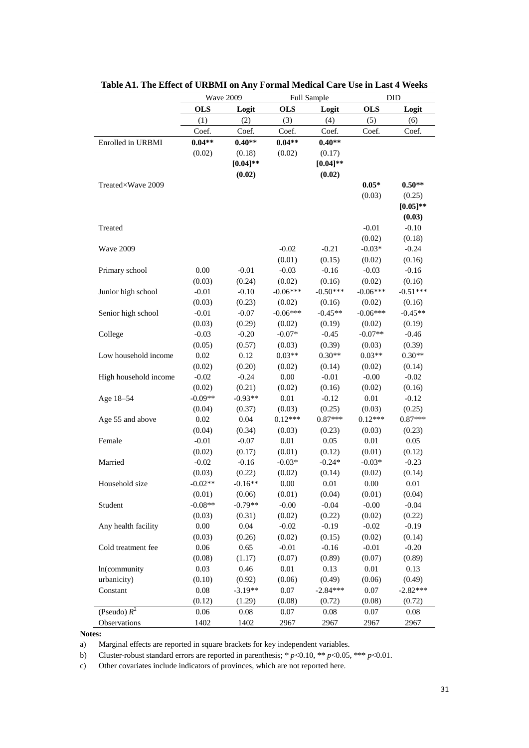**Table A1. The Effect of URBMI on Any Formal Medical Care Use in Last 4 Weeks**

| | Wave 2009 | | Full Sample | | DID | |
|---|---|---|---|---|---|---|
| | **OLS** | **Logit** | **OLS** | **Logit** | **OLS** | **Logit** |
| | (1) | (2) | (3) | (4) | (5) | (6) |
| | Coef. | Coef. | Coef. | Coef. | Coef. | Coef. |
| Enrolled in URBMI | **0.04**\*\* | **0.40**\*\* | **0.04**\*\* | **0.40**\*\* | | |
| | (0.02) | (0.18) | (0.02) | (0.17) | | |
| | | **[0.04]**\*\* | | **[0.04]**\*\* | | |
| | | **(0.02)** | | **(0.02)** | | |
| Treated×Wave 2009 | | | | | **0.05**\* | **0.50**\*\* |
| | | | | | (0.03) | (0.25) |
| | | | | | | **[0.05]**\*\* |
| | | | | | | **(0.03)** |
| Treated | | | | | -0.01 | -0.10 |
| | | | | | (0.02) | (0.18) |
| Wave 2009 | | | -0.02 | -0.21 | -0.03\* | -0.24 |
| | | | (0.01) | (0.15) | (0.02) | (0.16) |
| Primary school | 0.00 | -0.01 | -0.03 | -0.16 | -0.03 | -0.16 |
| | (0.03) | (0.24) | (0.02) | (0.16) | (0.02) | (0.16) |
| Junior high school | -0.01 | -0.10 | -0.06\*\*\* | -0.50\*\*\* | -0.06\*\*\* | -0.51\*\*\* |
| | (0.03) | (0.23) | (0.02) | (0.16) | (0.02) | (0.16) |
| Senior high school | -0.01 | -0.07 | -0.06\*\*\* | -0.45\*\* | -0.06\*\*\* | -0.45\*\* |
| | (0.03) | (0.29) | (0.02) | (0.19) | (0.02) | (0.19) |
| College | -0.03 | -0.20 | -0.07\* | -0.45 | -0.07\*\* | -0.46 |
| | (0.05) | (0.57) | (0.03) | (0.39) | (0.03) | (0.39) |
| Low household income | 0.02 | 0.12 | 0.03\*\* | 0.30\*\* | 0.03\*\* | 0.30\*\* |
| | (0.02) | (0.20) | (0.02) | (0.14) | (0.02) | (0.14) |
| High household income | -0.02 | -0.24 | 0.00 | -0.01 | -0.00 | -0.02 |
| | (0.02) | (0.21) | (0.02) | (0.16) | (0.02) | (0.16) |
| Age 18–54 | -0.09\*\* | -0.93\*\* | 0.01 | -0.12 | 0.01 | -0.12 |
| | (0.04) | (0.37) | (0.03) | (0.25) | (0.03) | (0.25) |
| Age 55 and above | 0.02 | 0.04 | 0.12\*\*\* | 0.87\*\*\* | 0.12\*\*\* | 0.87\*\*\* |
| | (0.04) | (0.34) | (0.03) | (0.23) | (0.03) | (0.23) |
| Female | -0.01 | -0.07 | 0.01 | 0.05 | 0.01 | 0.05 |
| | (0.02) | (0.17) | (0.01) | (0.12) | (0.01) | (0.12) |
| Married | -0.02 | -0.16 | -0.03\* | -0.24\* | -0.03\* | -0.23 |
| | (0.03) | (0.22) | (0.02) | (0.14) | (0.02) | (0.14) |
| Household size | -0.02\*\* | -0.16\*\* | 0.00 | 0.01 | 0.00 | 0.01 |
| | (0.01) | (0.06) | (0.01) | (0.04) | (0.01) | (0.04) |
| Student | -0.08\*\* | -0.79\*\* | -0.00 | -0.04 | -0.00 | -0.04 |
| | (0.03) | (0.31) | (0.02) | (0.22) | (0.02) | (0.22) |
| Any health facility | 0.00 | 0.04 | -0.02 | -0.19 | -0.02 | -0.19 |
| | (0.03) | (0.26) | (0.02) | (0.15) | (0.02) | (0.14) |
| Cold treatment fee | 0.06 | 0.65 | -0.01 | -0.16 | -0.01 | -0.20 |
| | (0.08) | (1.17) | (0.07) | (0.89) | (0.07) | (0.89) |
| ln(community urbanicity) | 0.03 | 0.46 | 0.01 | 0.13 | 0.01 | 0.13 |
| | (0.10) | (0.92) | (0.06) | (0.49) | (0.06) | (0.49) |
| Constant | 0.08 | -3.19\*\* | 0.07 | -2.84\*\*\* | 0.07 | -2.82\*\*\* |
| | (0.12) | (1.29) | (0.08) | (0.72) | (0.08) | (0.72) |
| (Pseudo) $R^2$ | 0.06 | 0.08 | 0.07 | 0.08 | 0.07 | 0.08 |
| Observations | 1402 | 1402 | 2967 | 2967 | 2967 | 2967 |

**Notes:**

a) Marginal effects are reported in square brackets for key independent variables.

b) Cluster-robust standard errors are reported in parenthesis; \* $p$<0.10, \*\* $p$<0.05, \*\*\* $p$<0.01.

c) Other covariates include indicators of provinces, which are not reported here.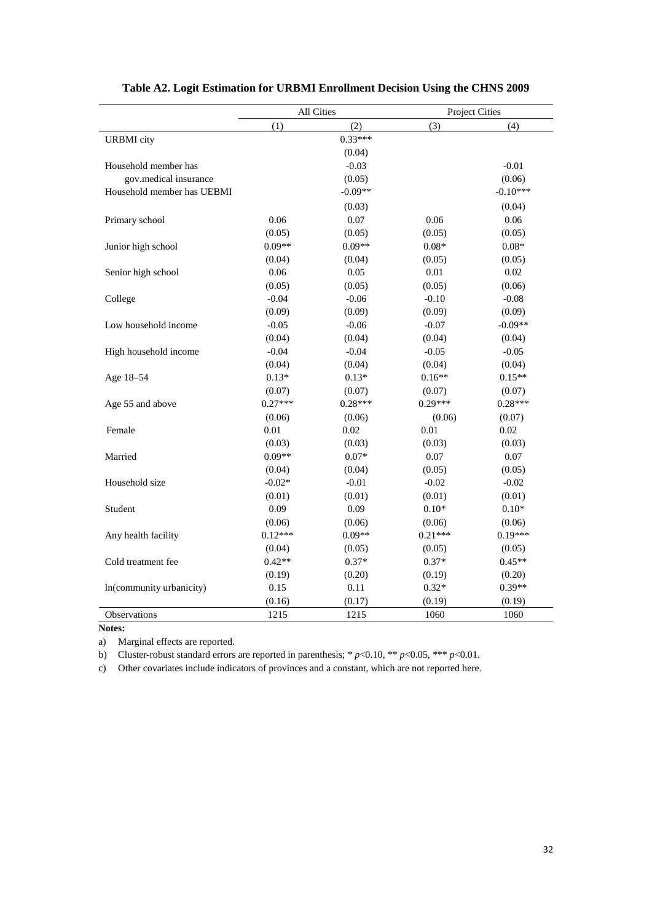**Table A2. Logit Estimation for URBMI Enrollment Decision Using the CHNS 2009**

| | All Cities | | Project Cities | |
|---|---|---|---|---|
| | (1) | (2) | (3) | (4) |
| URBMI city | | 0.33*** | | |
| | | (0.04) | | |
| Household member has gov.medical insurance | | -0.03 | | -0.01 |
| | | (0.05) | | (0.06) |
| Household member has UEBMI | | -0.09** | | -0.10*** |
| | | (0.03) | | (0.04) |
| Primary school | 0.06 | 0.07 | 0.06 | 0.06 |
| | (0.05) | (0.05) | (0.05) | (0.05) |
| Junior high school | 0.09** | 0.09** | 0.08* | 0.08* |
| | (0.04) | (0.04) | (0.05) | (0.05) |
| Senior high school | 0.06 | 0.05 | 0.01 | 0.02 |
| | (0.05) | (0.05) | (0.05) | (0.06) |
| College | -0.04 | -0.06 | -0.10 | -0.08 |
| | (0.09) | (0.09) | (0.09) | (0.09) |
| Low household income | -0.05 | -0.06 | -0.07 | -0.09** |
| | (0.04) | (0.04) | (0.04) | (0.04) |
| High household income | -0.04 | -0.04 | -0.05 | -0.05 |
| | (0.04) | (0.04) | (0.04) | (0.04) |
| Age 18–54 | 0.13* | 0.13* | 0.16** | 0.15** |
| | (0.07) | (0.07) | (0.07) | (0.07) |
| Age 55 and above | 0.27*** | 0.28*** | 0.29*** | 0.28*** |
| | (0.06) | (0.06) | (0.06) | (0.07) |
| Female | 0.01 | 0.02 | 0.01 | 0.02 |
| | (0.03) | (0.03) | (0.03) | (0.03) |
| Married | 0.09** | 0.07* | 0.07 | 0.07 |
| | (0.04) | (0.04) | (0.05) | (0.05) |
| Household size | -0.02* | -0.01 | -0.02 | -0.02 |
| | (0.01) | (0.01) | (0.01) | (0.01) |
| Student | 0.09 | 0.09 | 0.10* | 0.10* |
| | (0.06) | (0.06) | (0.06) | (0.06) |
| Any health facility | 0.12*** | 0.09** | 0.21*** | 0.19*** |
| | (0.04) | (0.05) | (0.05) | (0.05) |
| Cold treatment fee | 0.42** | 0.37* | 0.37* | 0.45** |
| | (0.19) | (0.20) | (0.19) | (0.20) |
| ln(community urbanicity) | 0.15 | 0.11 | 0.32* | 0.39** |
| | (0.16) | (0.17) | (0.19) | (0.19) |
| Observations | 1215 | 1215 | 1060 | 1060 |

**Notes:**

a) Marginal effects are reported.

b) Cluster-robust standard errors are reported in parenthesis; * $p<0.10$, ** $p<0.05$, *** $p<0.01$.

c) Other covariates include indicators of provinces and a constant, which are not reported here.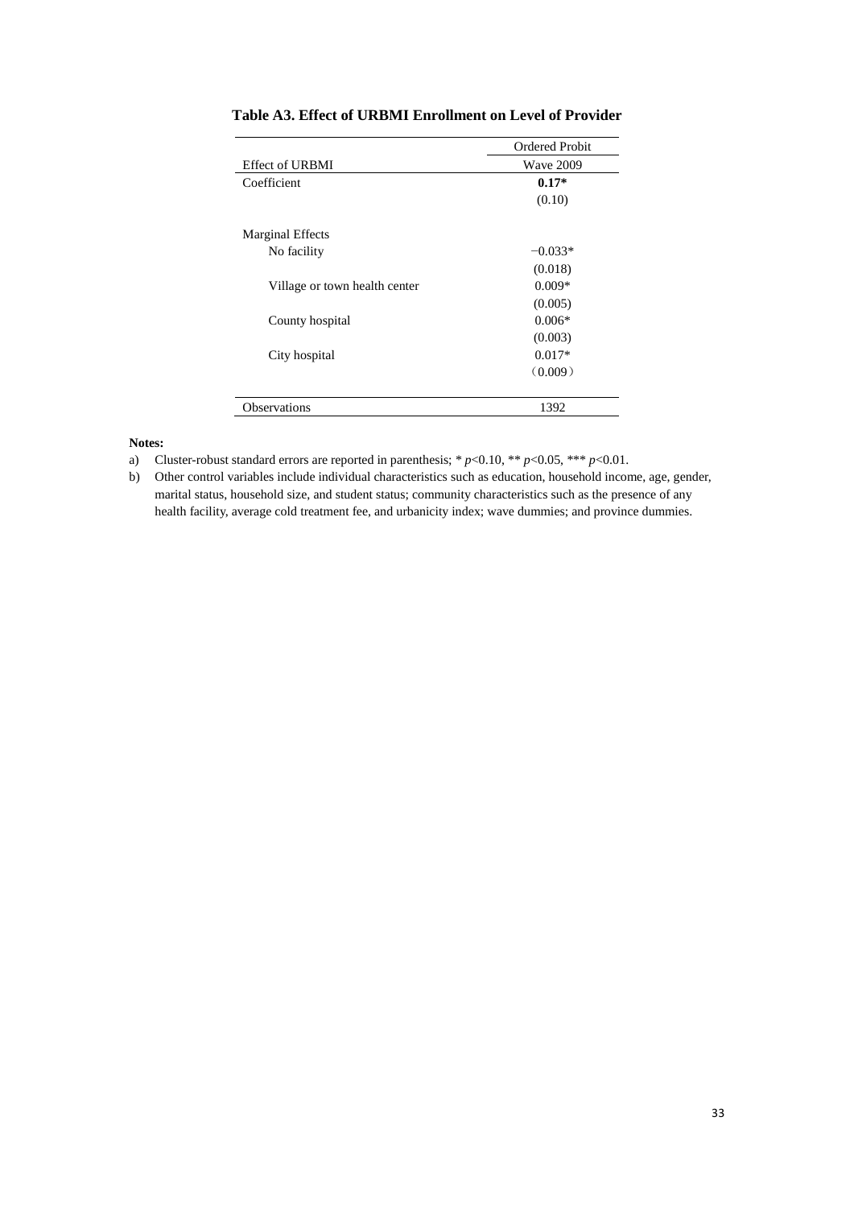**Table A3. Effect of URBMI Enrollment on Level of Provider**

| | Ordered Probit |
|---|---|
| Effect of URBMI | Wave 2009 |
| Coefficient | **0.17*** |
| | (0.10) |
| | |
| Marginal Effects | |
| No facility | −0.033* |
| | (0.018) |
| Village or town health center | 0.009* |
| | (0.005) |
| County hospital | 0.006* |
| | (0.003) |
| City hospital | 0.017* |
| | （0.009） |
| | |
| Observations | 1392 |

**Notes:**

a) Cluster-robust standard errors are reported in parenthesis; * $p$<0.10, ** $p$<0.05, *** $p$<0.01.

b) Other control variables include individual characteristics such as education, household income, age, gender, marital status, household size, and student status; community characteristics such as the presence of any health facility, average cold treatment fee, and urbanicity index; wave dummies; and province dummies.